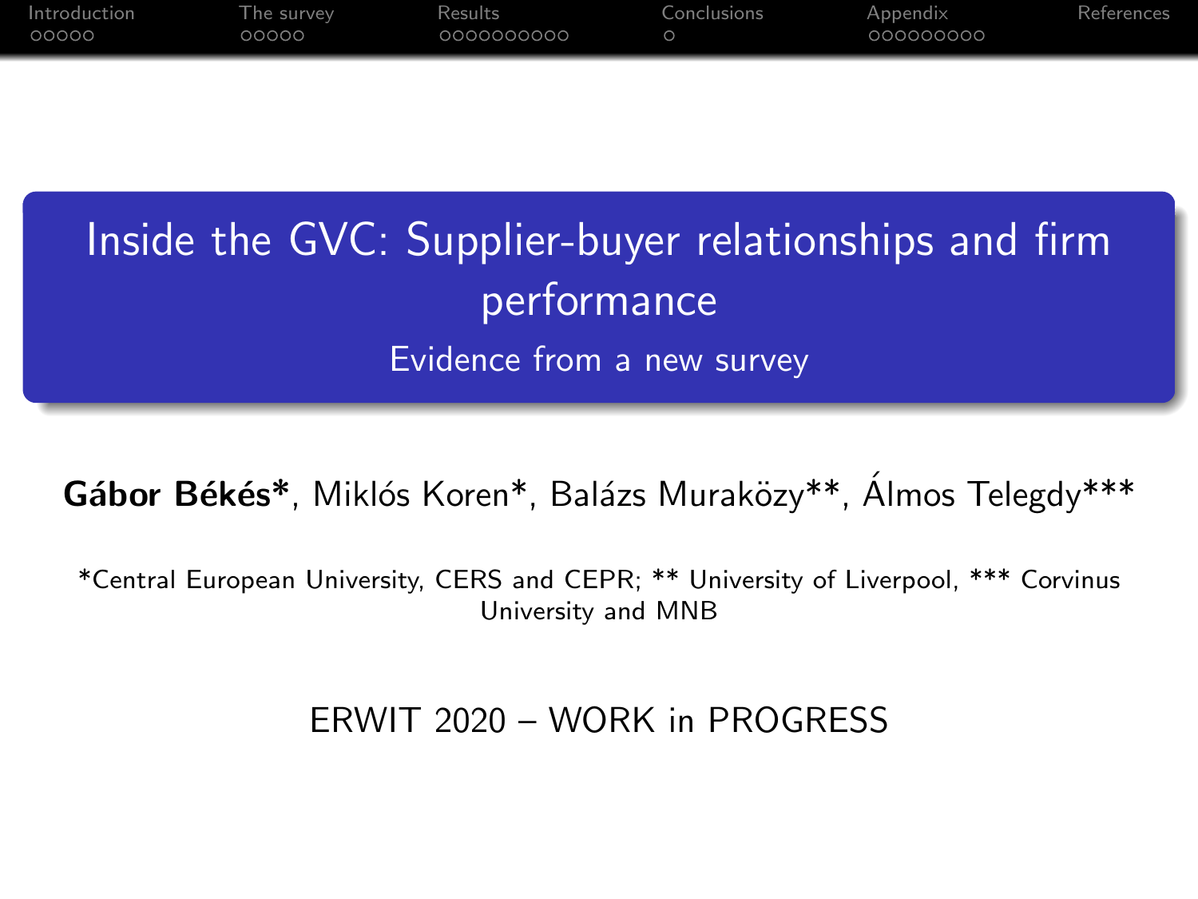# Inside the GVC: Supplier-buyer relationships and firm performance

## Evidence from a new survey

**Gábor Békés***, Miklós Koren*, Balázs Muraközy**, Álmos Telegdy***

*Central European University, CERS and CEPR; ** University of Liverpool, *** Corvinus University and MNB

ERWIT 2020 – WORK in PROGRESS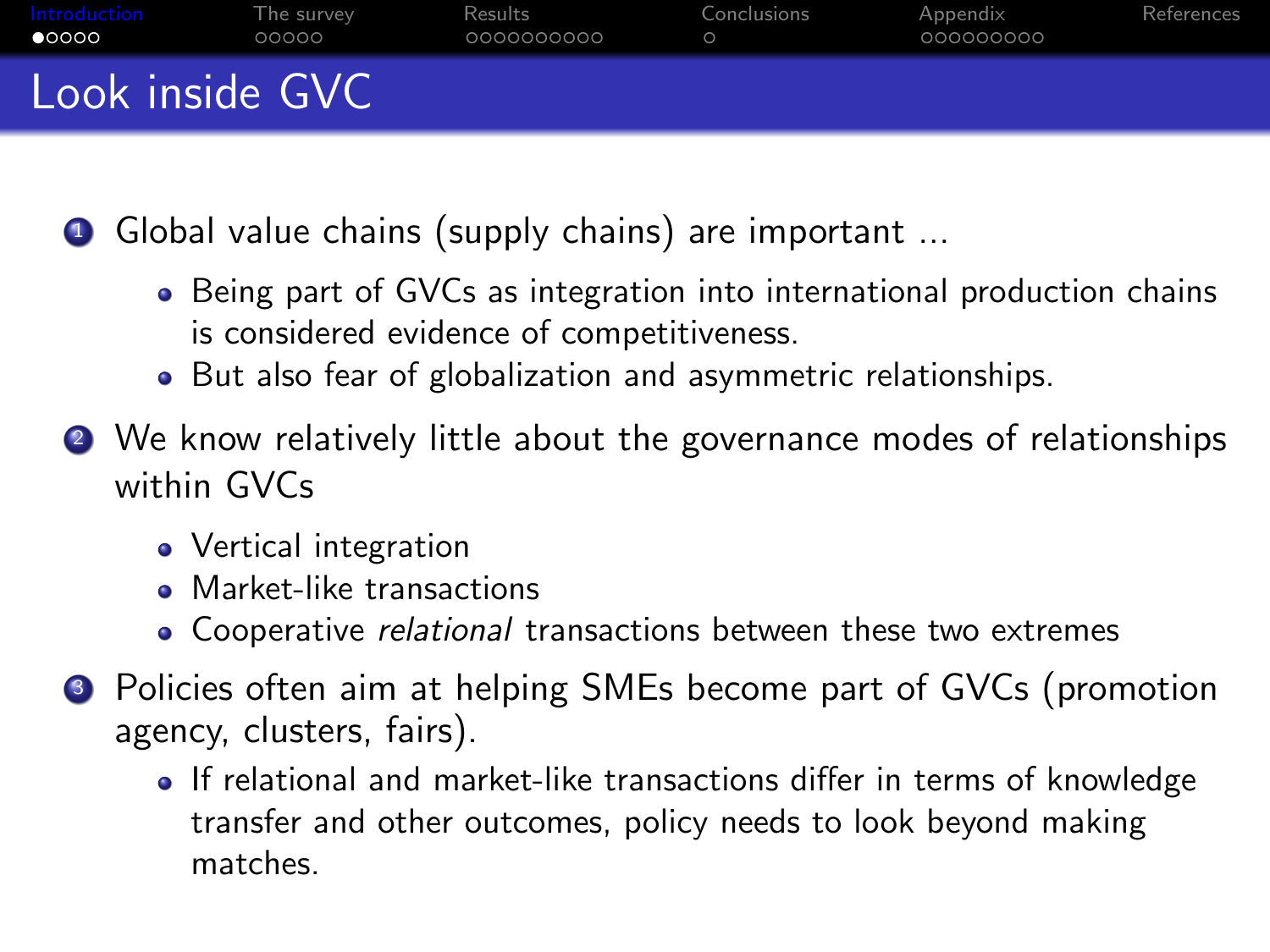# Look inside GVC

1. Global value chains (supply chains) are important ...
   - Being part of GVCs as integration into international production chains is considered evidence of competitiveness.
   - But also fear of globalization and asymmetric relationships.
2. We know relatively little about the governance modes of relationships within GVCs
   - Vertical integration
   - Market-like transactions
   - Cooperative *relational* transactions between these two extremes
3. Policies often aim at helping SMEs become part of GVCs (promotion agency, clusters, fairs).
   - If relational and market-like transactions differ in terms of knowledge transfer and other outcomes, policy needs to look beyond making matches.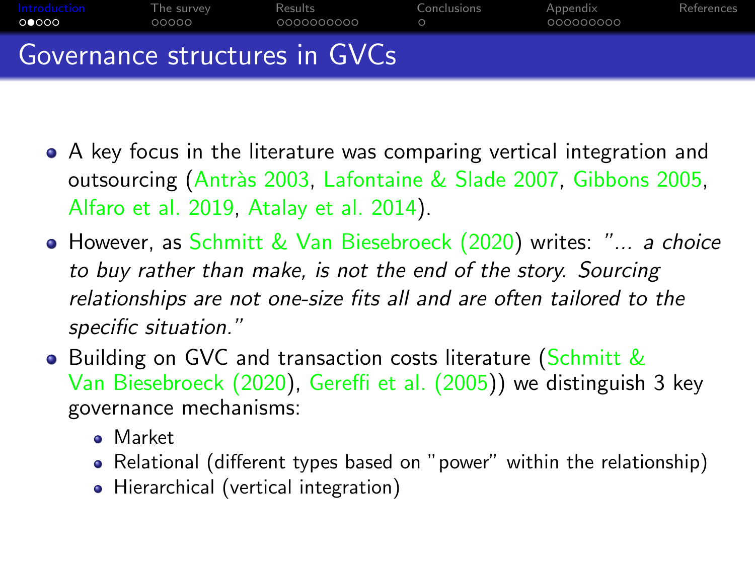## Governance structures in GVCs

- A key focus in the literature was comparing vertical integration and outsourcing (Antràs 2003, Lafontaine & Slade 2007, Gibbons 2005, Alfaro et al. 2019, Atalay et al. 2014).
- However, as Schmitt & Van Biesebroeck (2020) writes: *"... a choice to buy rather than make, is not the end of the story. Sourcing relationships are not one-size fits all and are often tailored to the specific situation."*
- Building on GVC and transaction costs literature (Schmitt & Van Biesebroeck (2020), Gereffi et al. (2005)) we distinguish 3 key governance mechanisms:
  - Market
  - Relational (different types based on "power" within the relationship)
  - Hierarchical (vertical integration)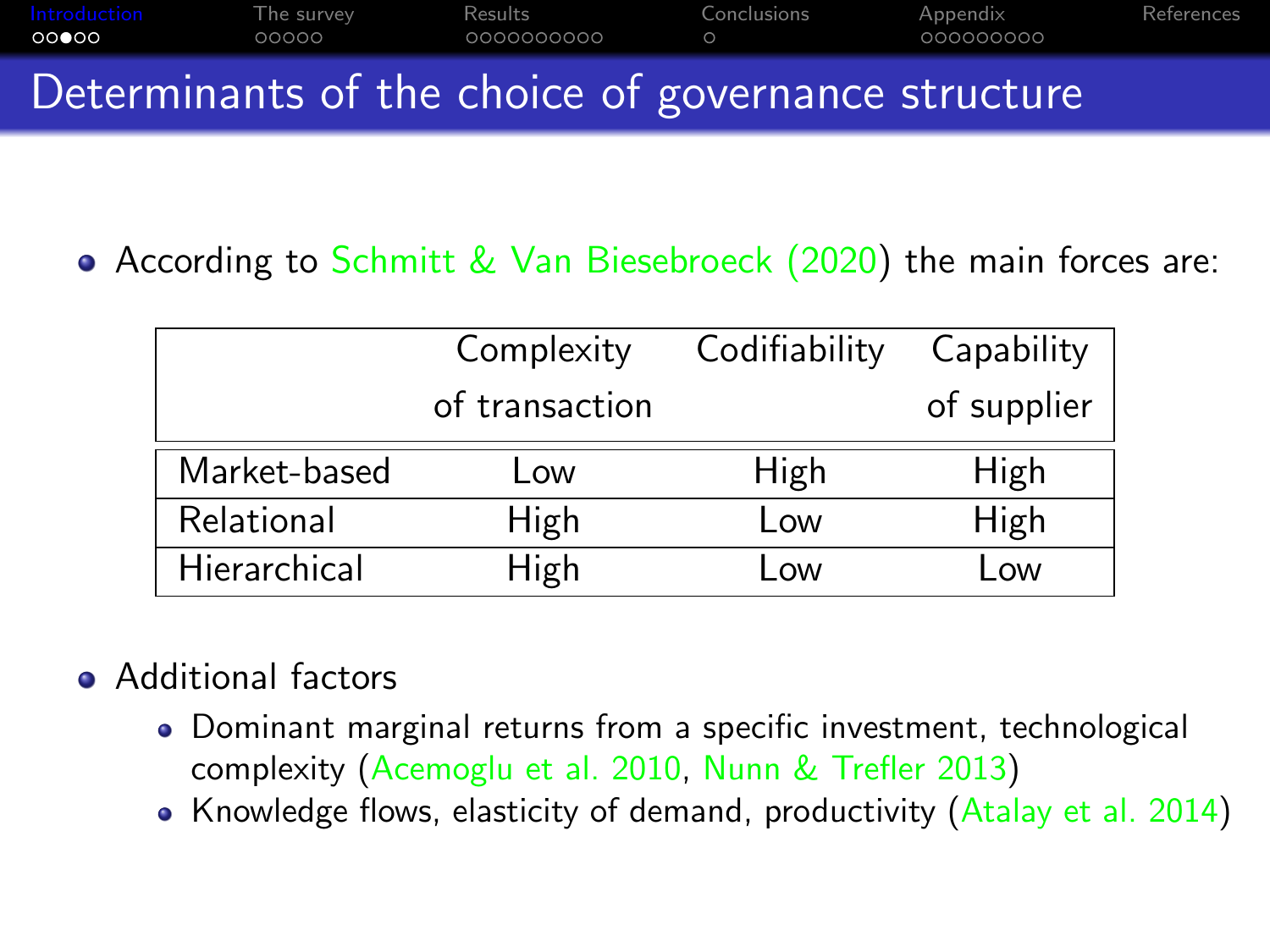# Determinants of the choice of governance structure

- According to Schmitt & Van Biesebroeck (2020) the main forces are:

| | Complexity of transaction | Codifiability | Capability of supplier |
|---|---|---|---|
| Market-based | Low | High | High |
| Relational | High | Low | High |
| Hierarchical | High | Low | Low |

- Additional factors
  - Dominant marginal returns from a specific investment, technological complexity (Acemoglu et al. 2010, Nunn & Trefler 2013)
  - Knowledge flows, elasticity of demand, productivity (Atalay et al. 2014)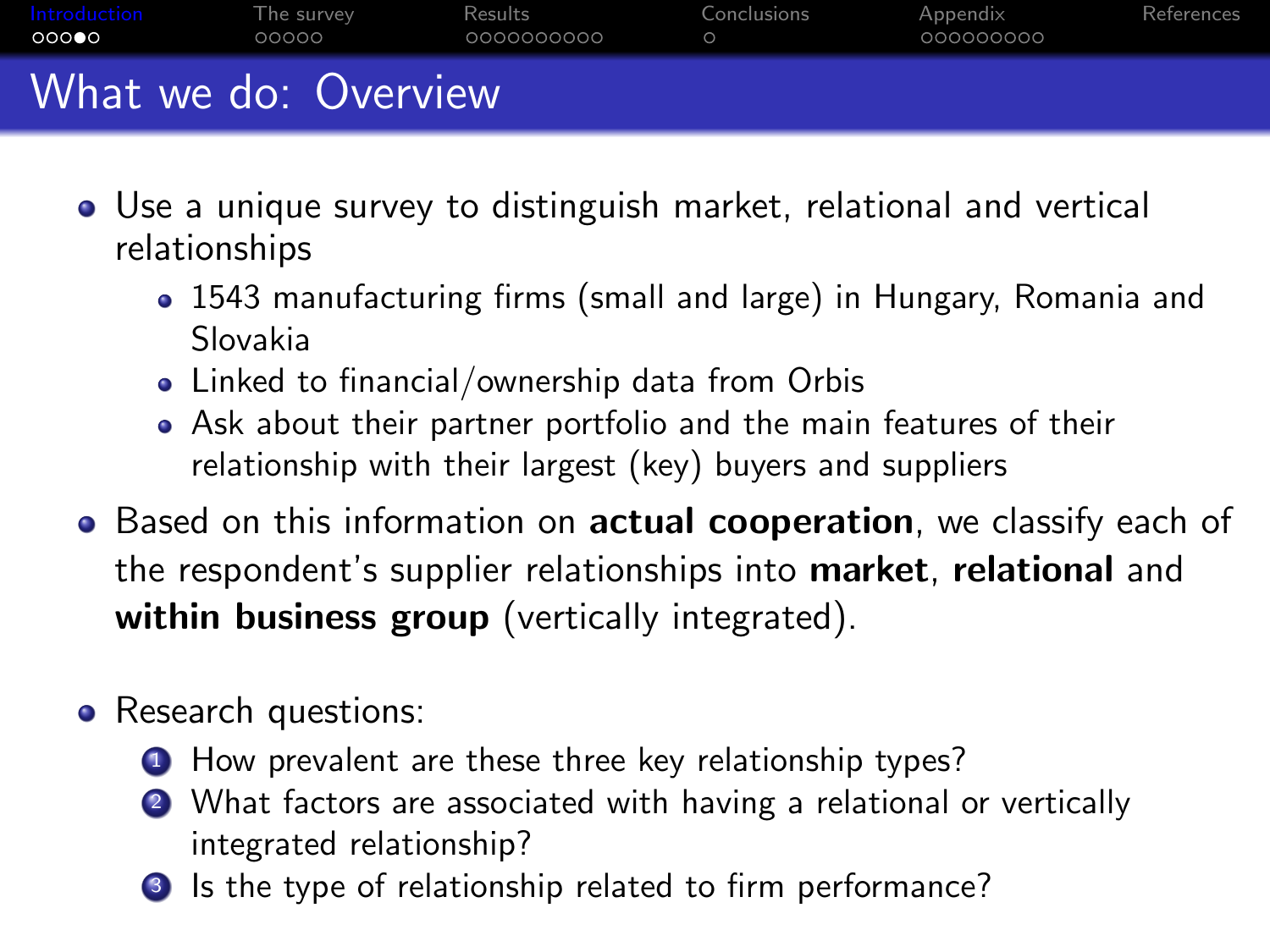# What we do: Overview

- Use a unique survey to distinguish market, relational and vertical relationships
  - 1543 manufacturing firms (small and large) in Hungary, Romania and Slovakia
  - Linked to financial/ownership data from Orbis
  - Ask about their partner portfolio and the main features of their relationship with their largest (key) buyers and suppliers
- Based on this information on **actual cooperation**, we classify each of the respondent's supplier relationships into **market**, **relational** and **within business group** (vertically integrated).
- Research questions:
  1. How prevalent are these three key relationship types?
  2. What factors are associated with having a relational or vertically integrated relationship?
  3. Is the type of relationship related to firm performance?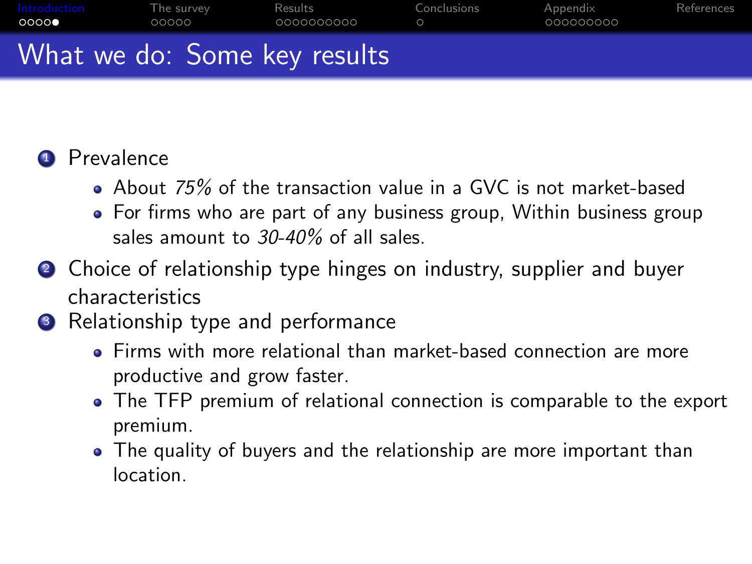# What we do: Some key results

1. Prevalence
   - About *75%* of the transaction value in a GVC is not market-based
   - For firms who are part of any business group, Within business group sales amount to *30-40%* of all sales.
2. Choice of relationship type hinges on industry, supplier and buyer characteristics
3. Relationship type and performance
   - Firms with more relational than market-based connection are more productive and grow faster.
   - The TFP premium of relational connection is comparable to the export premium.
   - The quality of buyers and the relationship are more important than location.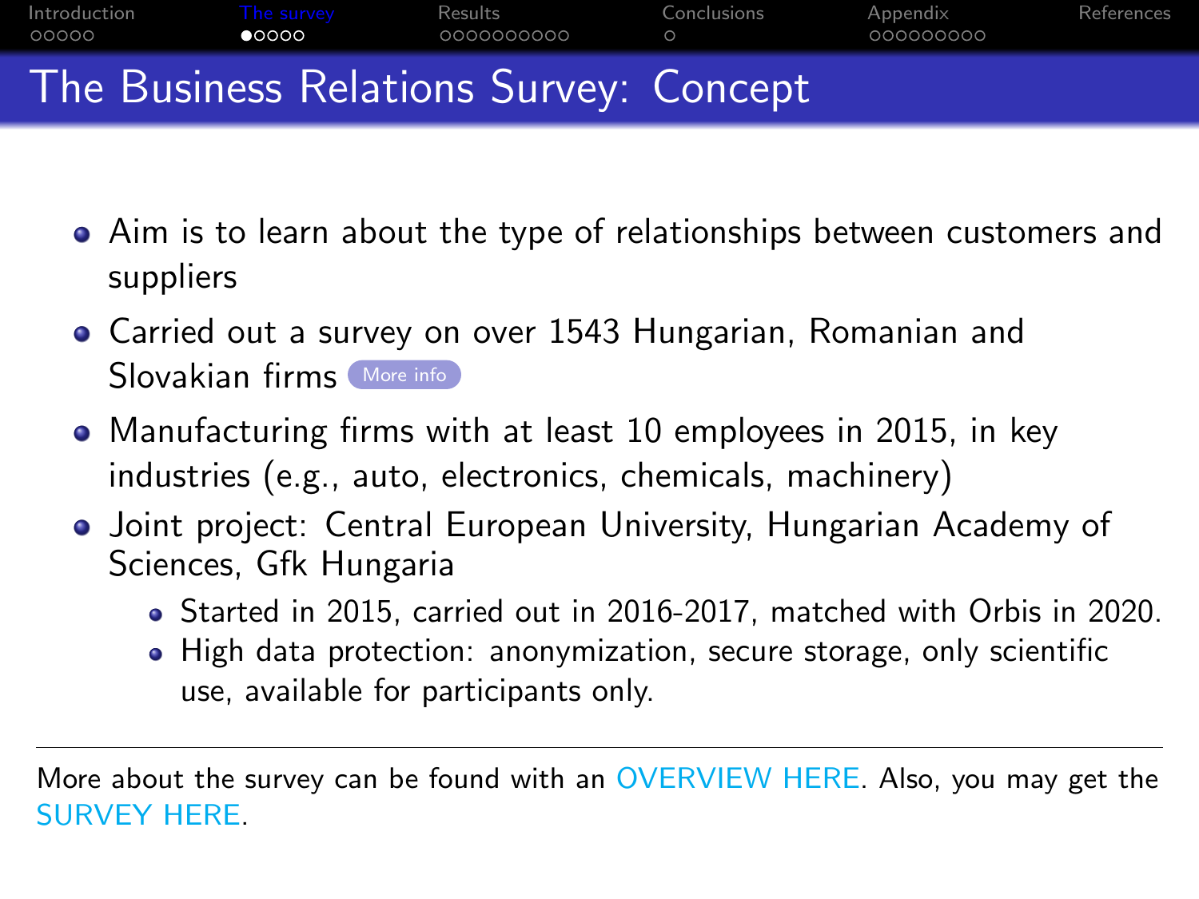# The Business Relations Survey: Concept

- Aim is to learn about the type of relationships between customers and suppliers
- Carried out a survey on over 1543 Hungarian, Romanian and Slovakian firms More info
- Manufacturing firms with at least 10 employees in 2015, in key industries (e.g., auto, electronics, chemicals, machinery)
- Joint project: Central European University, Hungarian Academy of Sciences, Gfk Hungaria
  - Started in 2015, carried out in 2016-2017, matched with Orbis in 2020.
  - High data protection: anonymization, secure storage, only scientific use, available for participants only.

---

More about the survey can be found with an OVERVIEW HERE. Also, you may get the SURVEY HERE.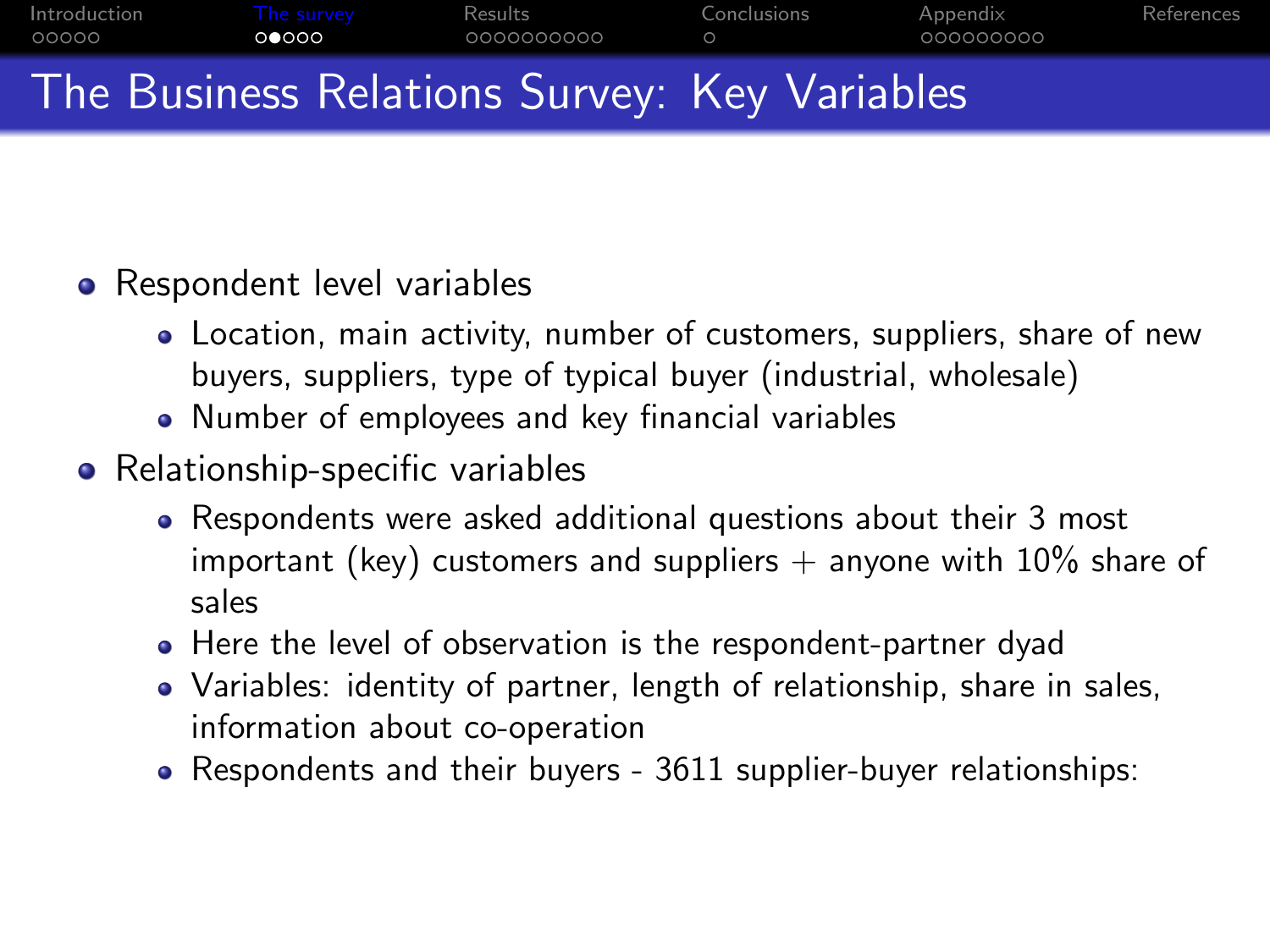## The Business Relations Survey: Key Variables

- Respondent level variables
  - Location, main activity, number of customers, suppliers, share of new buyers, suppliers, type of typical buyer (industrial, wholesale)
  - Number of employees and key financial variables
- Relationship-specific variables
  - Respondents were asked additional questions about their 3 most important (key) customers and suppliers + anyone with 10% share of sales
  - Here the level of observation is the respondent-partner dyad
  - Variables: identity of partner, length of relationship, share in sales, information about co-operation
  - Respondents and their buyers - 3611 supplier-buyer relationships: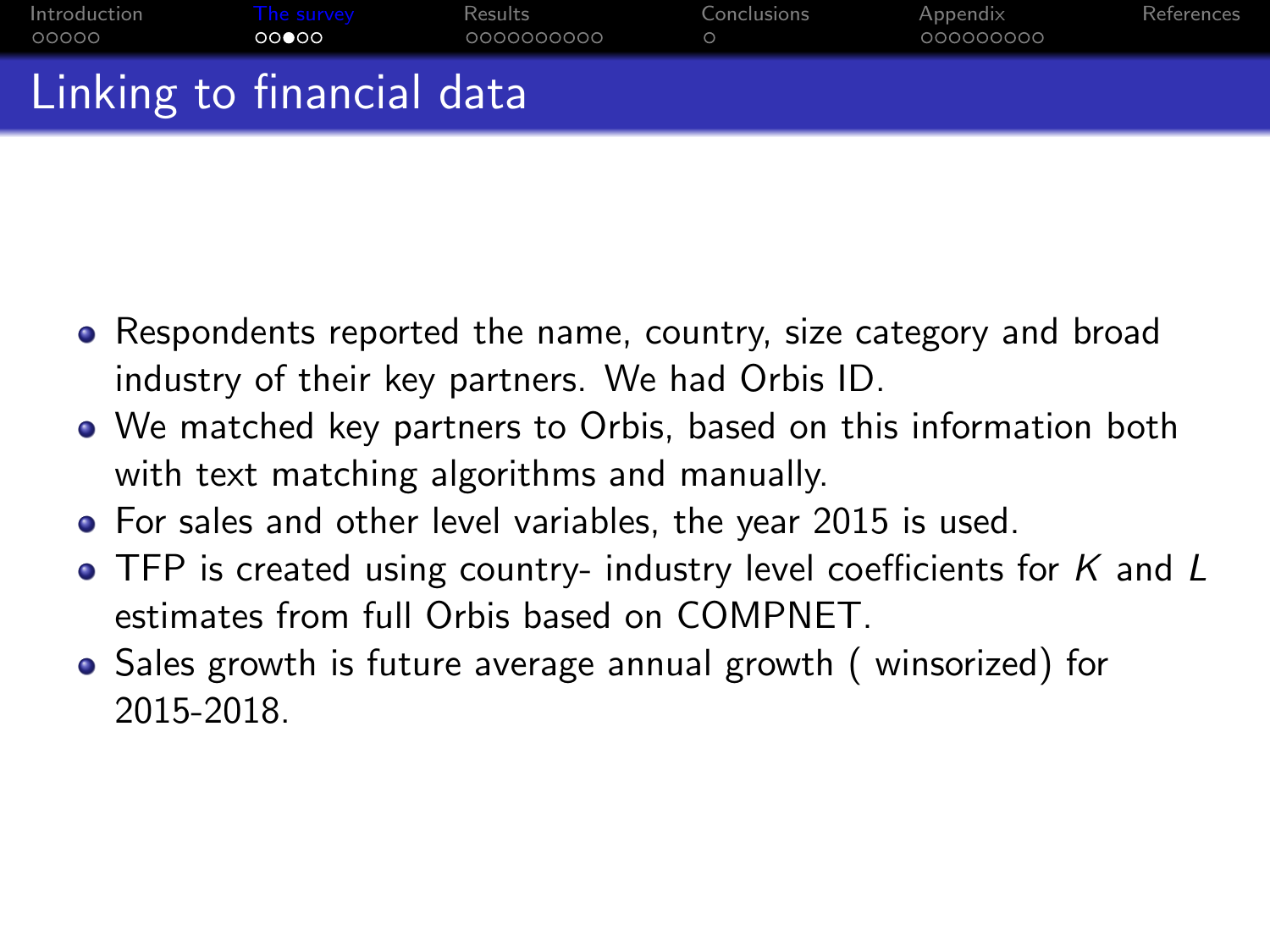# Linking to financial data

- Respondents reported the name, country, size category and broad industry of their key partners. We had Orbis ID.
- We matched key partners to Orbis, based on this information both with text matching algorithms and manually.
- For sales and other level variables, the year 2015 is used.
- TFP is created using country- industry level coefficients for $K$ and $L$ estimates from full Orbis based on COMPNET.
- Sales growth is future average annual growth ( winsorized) for 2015-2018.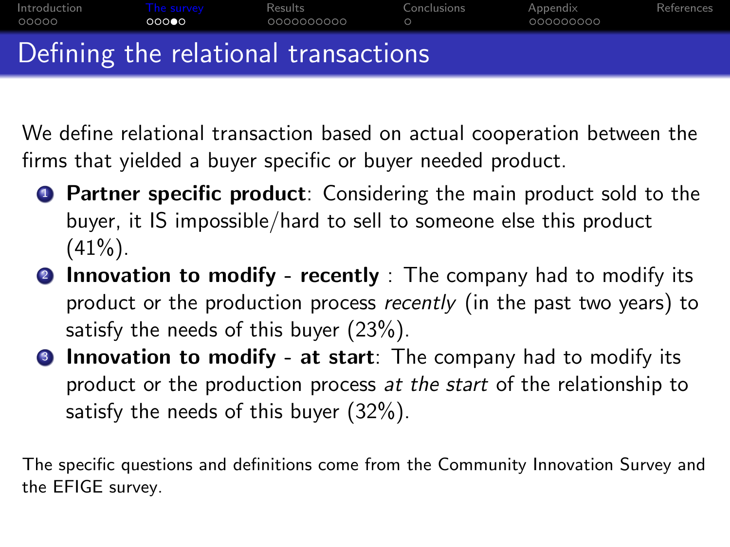# Defining the relational transactions

We define relational transaction based on actual cooperation between the firms that yielded a buyer specific or buyer needed product.

1. **Partner specific product**: Considering the main product sold to the buyer, it IS impossible/hard to sell to someone else this product (41%).
2. **Innovation to modify - recently** : The company had to modify its product or the production process *recently* (in the past two years) to satisfy the needs of this buyer (23%).
3. **Innovation to modify - at start**: The company had to modify its product or the production process *at the start* of the relationship to satisfy the needs of this buyer (32%).

The specific questions and definitions come from the Community Innovation Survey and the EFIGE survey.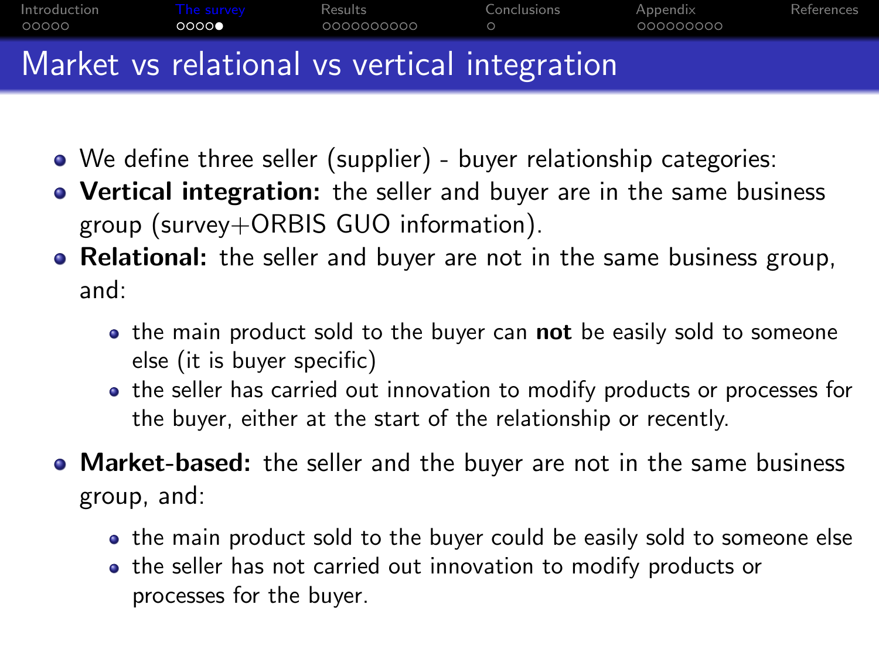# Market vs relational vs vertical integration

- We define three seller (supplier) - buyer relationship categories:
- **Vertical integration:** the seller and buyer are in the same business group (survey+ORBIS GUO information).
- **Relational:** the seller and buyer are not in the same business group, and:
  - the main product sold to the buyer can **not** be easily sold to someone else (it is buyer specific)
  - the seller has carried out innovation to modify products or processes for the buyer, either at the start of the relationship or recently.
- **Market-based:** the seller and the buyer are not in the same business group, and:
  - the main product sold to the buyer could be easily sold to someone else
  - the seller has not carried out innovation to modify products or processes for the buyer.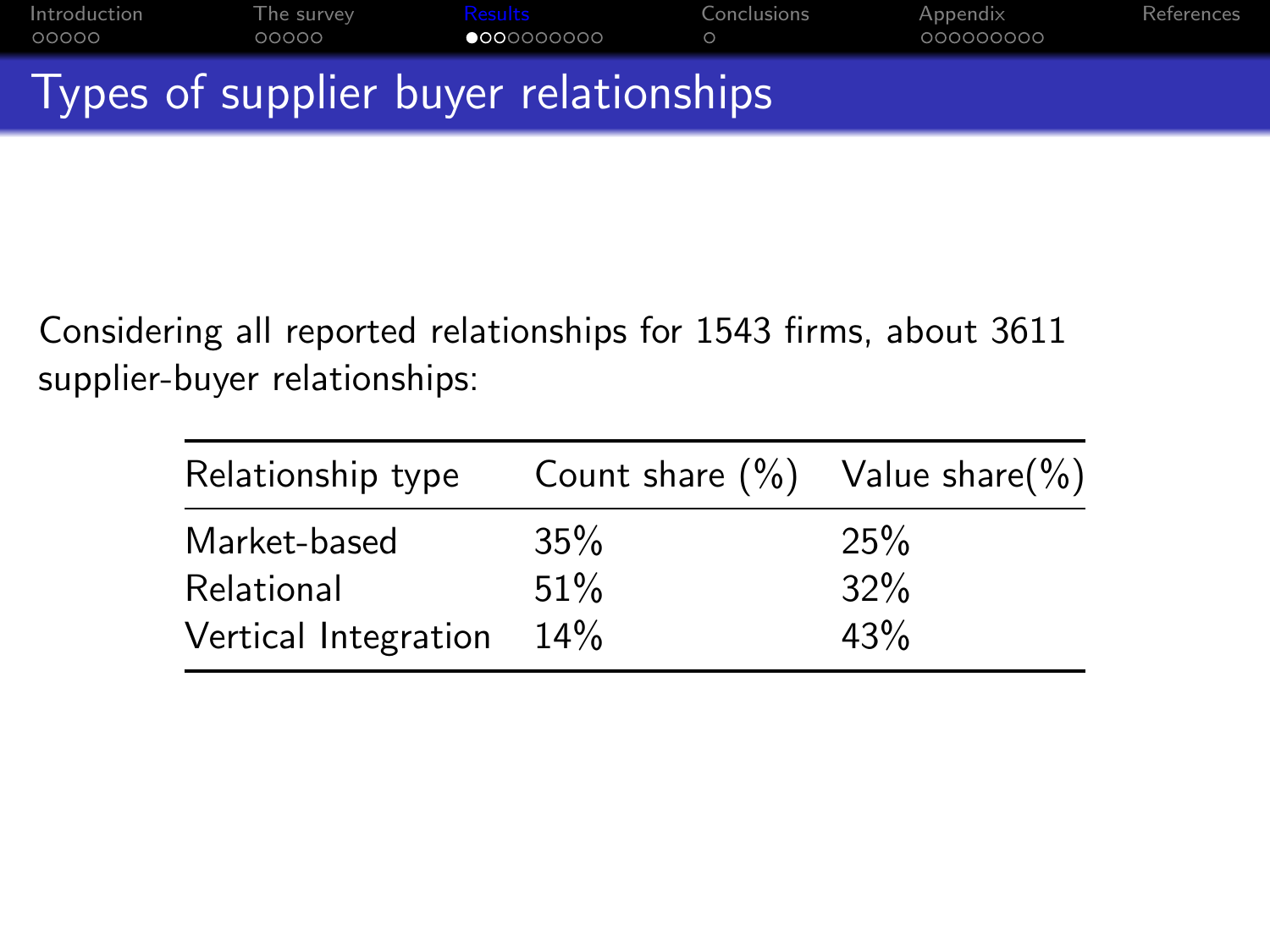# Types of supplier buyer relationships

Considering all reported relationships for 1543 firms, about 3611 supplier-buyer relationships:

| Relationship type | Count share (%) | Value share(%) |
| --- | --- | --- |
| Market-based | 35% | 25% |
| Relational | 51% | 32% |
| Vertical Integration | 14% | 43% |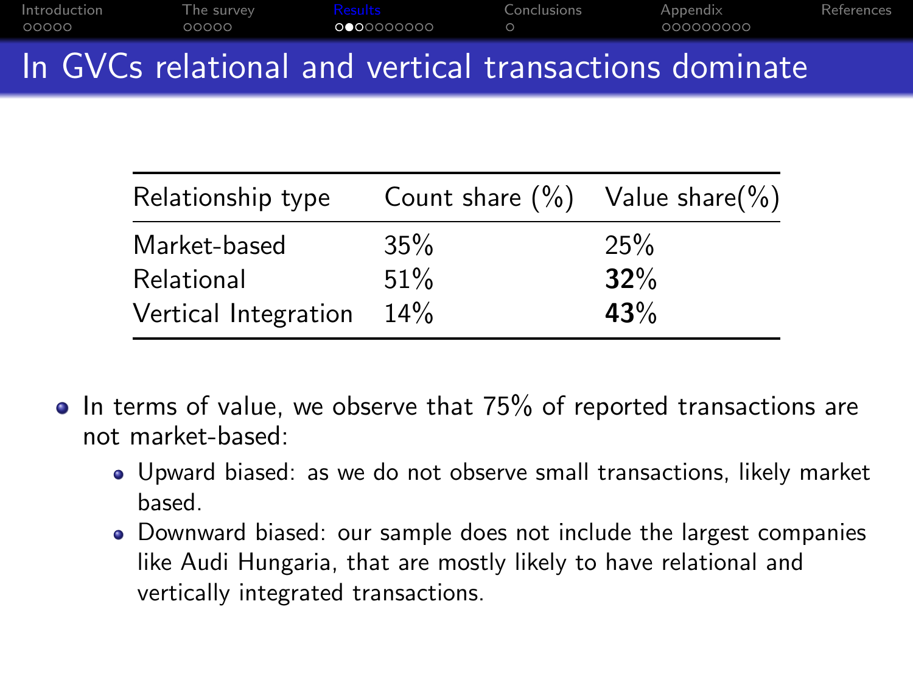# In GVCs relational and vertical transactions dominate

| Relationship type | Count share (%) | Value share(%) |
|---|---|---|
| Market-based | 35% | 25% |
| Relational | 51% | **32**% |
| Vertical Integration | 14% | **43**% |

- In terms of value, we observe that 75% of reported transactions are not market-based:
    - Upward biased: as we do not observe small transactions, likely market based.
    - Downward biased: our sample does not include the largest companies like Audi Hungaria, that are mostly likely to have relational and vertically integrated transactions.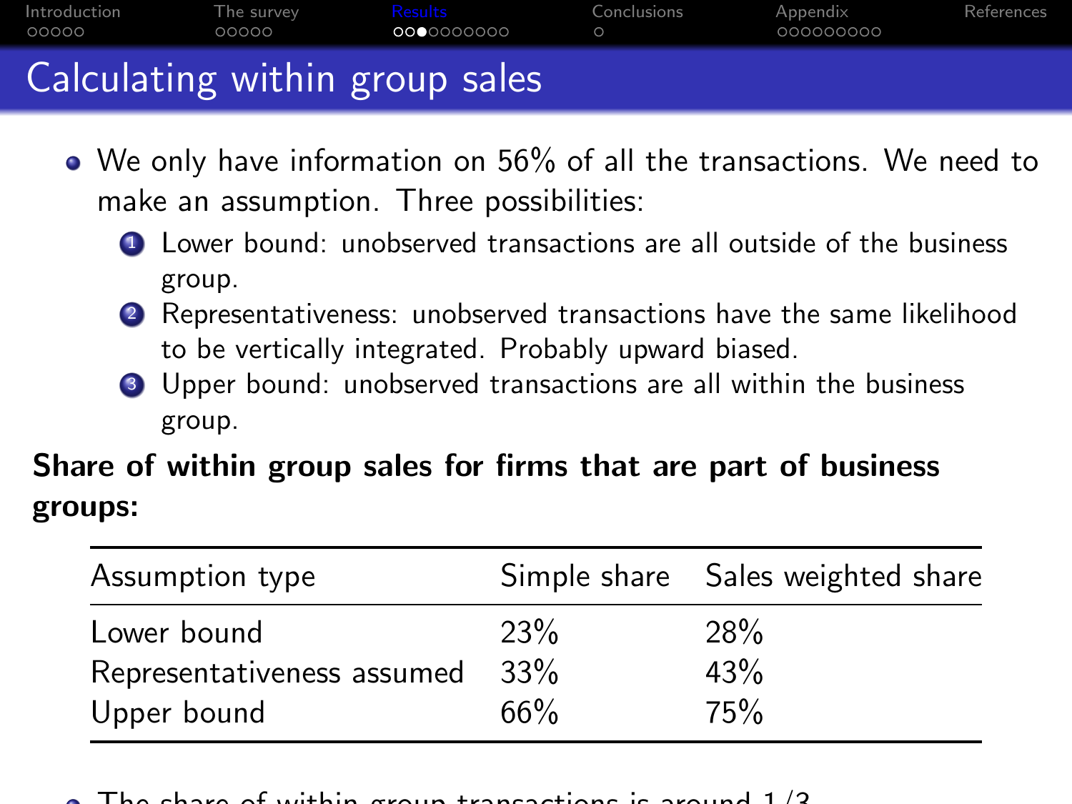# Calculating within group sales

- We only have information on 56% of all the transactions. We need to make an assumption. Three possibilities:
  1. Lower bound: unobserved transactions are all outside of the business group.
  2. Representativeness: unobserved transactions have the same likelihood to be vertically integrated. Probably upward biased.
  3. Upper bound: unobserved transactions are all within the business group.

**Share of within group sales for firms that are part of business groups:**

| Assumption type | Simple share | Sales weighted share |
|---|---|---|
| Lower bound | 23% | 28% |
| Representativeness assumed | 33% | 43% |
| Upper bound | 66% | 75% |

- The share of within group transactions is around 1/3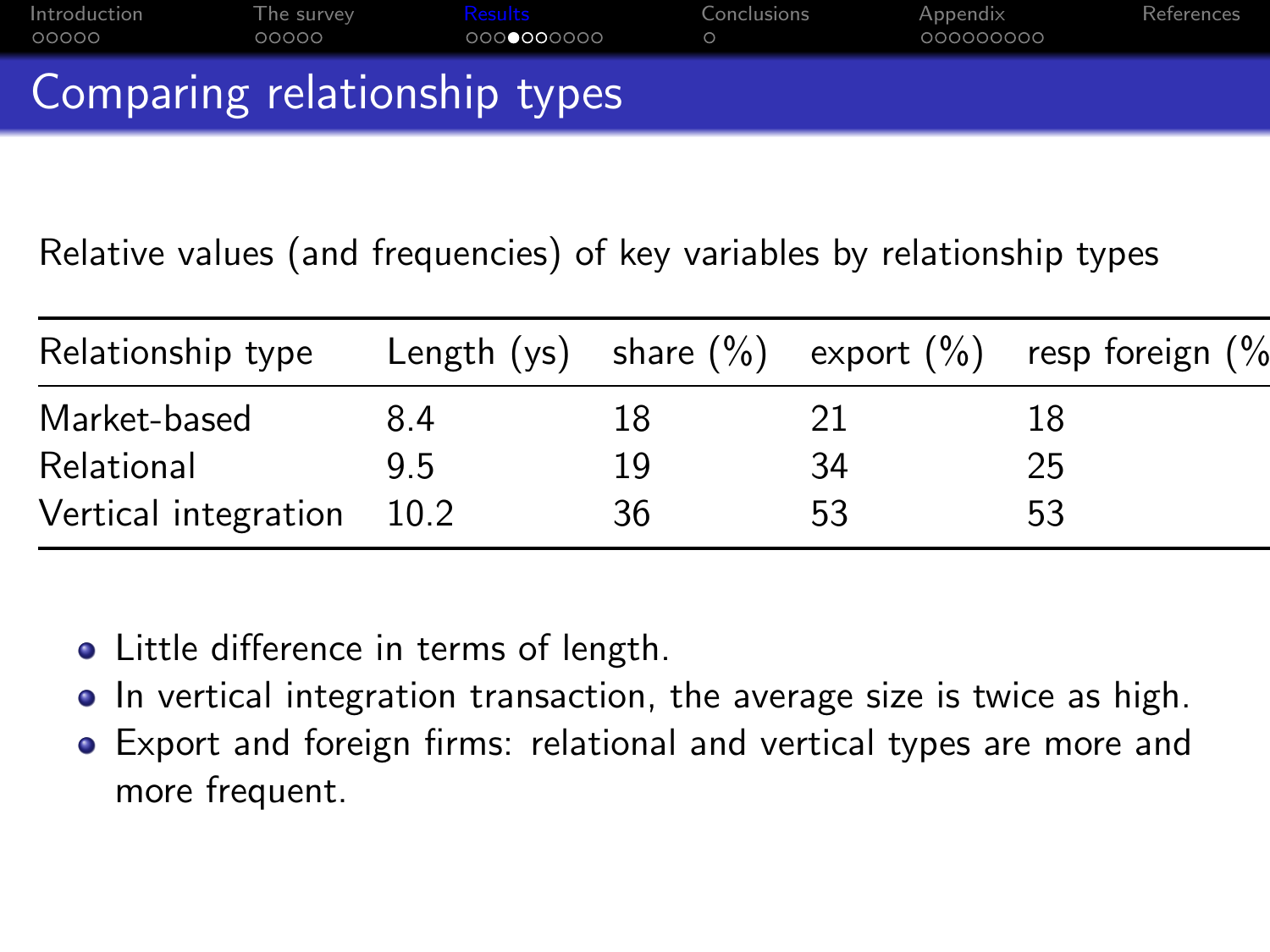# Comparing relationship types

Relative values (and frequencies) of key variables by relationship types

| Relationship type | Length (ys) | share (%) | export (%) | resp foreign (% |
|---|---|---|---|---|
| Market-based | 8.4 | 18 | 21 | 18 |
| Relational | 9.5 | 19 | 34 | 25 |
| Vertical integration | 10.2 | 36 | 53 | 53 |

- Little difference in terms of length.
- In vertical integration transaction, the average size is twice as high.
- Export and foreign firms: relational and vertical types are more and more frequent.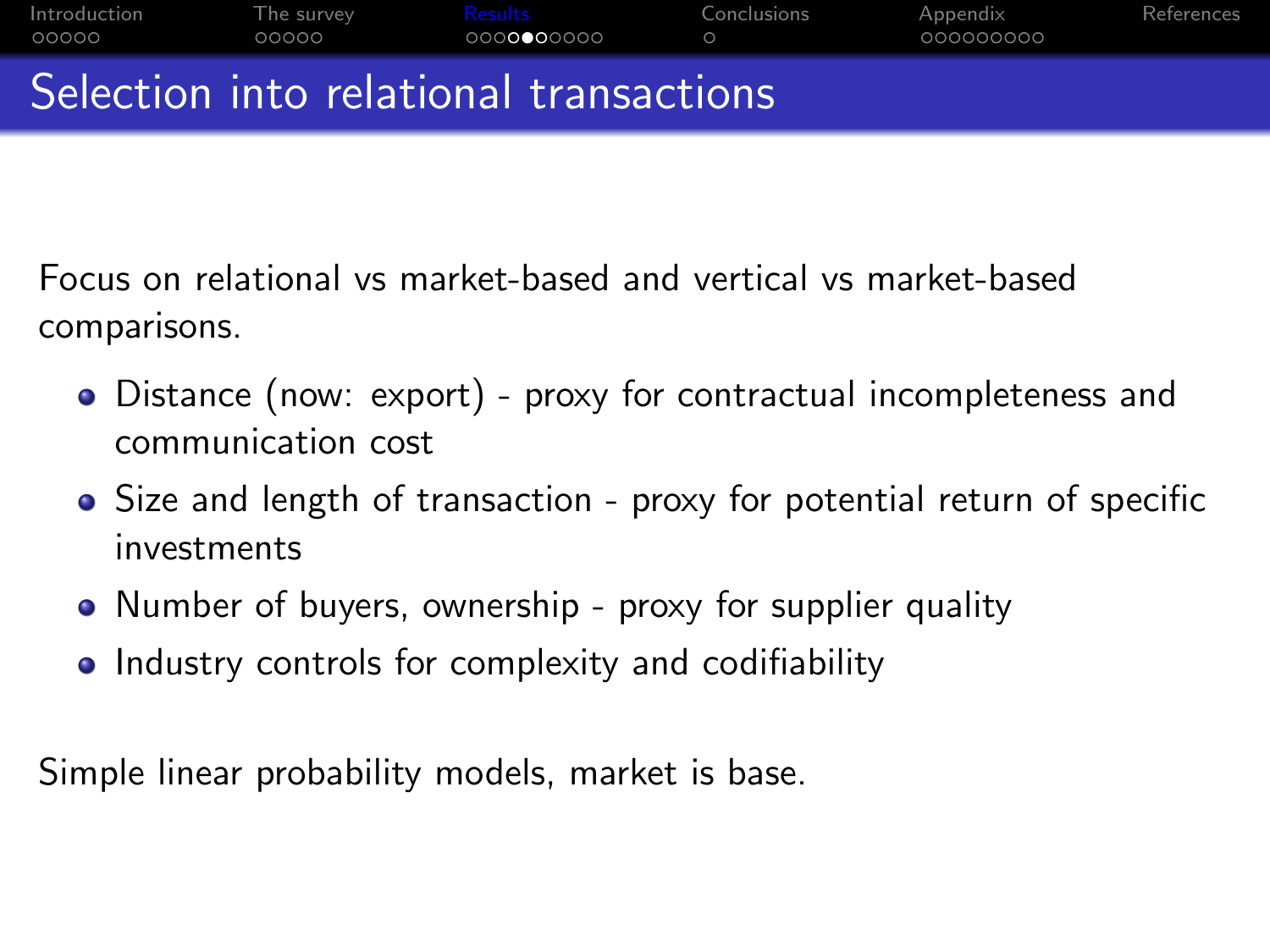# Selection into relational transactions

Focus on relational vs market-based and vertical vs market-based comparisons.

- Distance (now: export) - proxy for contractual incompleteness and communication cost
- Size and length of transaction - proxy for potential return of specific investments
- Number of buyers, ownership - proxy for supplier quality
- Industry controls for complexity and codifiability

Simple linear probability models, market is base.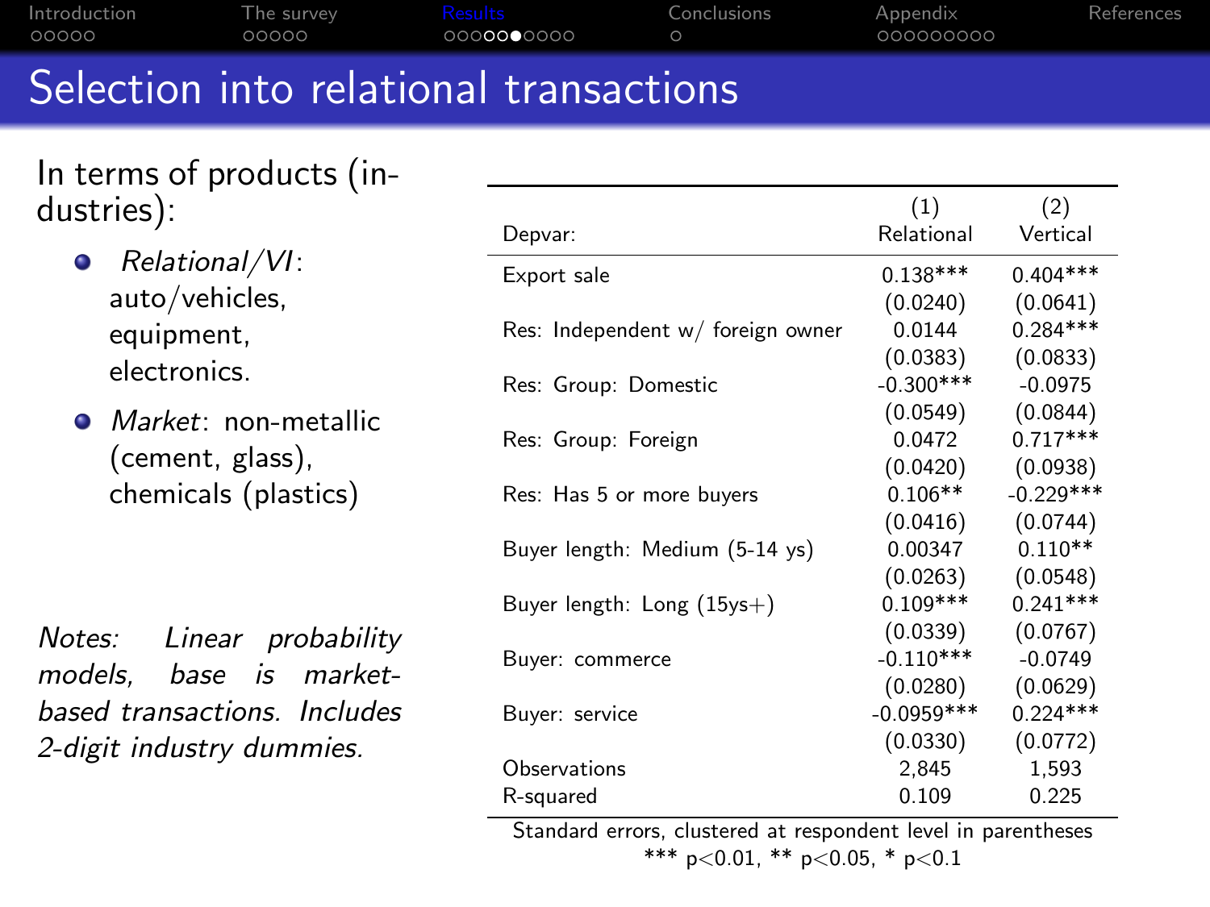# Selection into relational transactions

In terms of products (industries):

- *Relational/VI*: auto/vehicles, equipment, electronics.
- *Market*: non-metallic (cement, glass), chemicals (plastics)

*Notes: Linear probability models, base is market-based transactions. Includes 2-digit industry dummies.*

| Depvar: | (1) Relational | (2) Vertical |
|---|---|---|
| Export sale | 0.138*** | 0.404*** |
| | (0.0240) | (0.0641) |
| Res: Independent w/ foreign owner | 0.0144 | 0.284*** |
| | (0.0383) | (0.0833) |
| Res: Group: Domestic | -0.300*** | -0.0975 |
| | (0.0549) | (0.0844) |
| Res: Group: Foreign | 0.0472 | 0.717*** |
| | (0.0420) | (0.0938) |
| Res: Has 5 or more buyers | 0.106** | -0.229*** |
| | (0.0416) | (0.0744) |
| Buyer length: Medium (5-14 ys) | 0.00347 | 0.110** |
| | (0.0263) | (0.0548) |
| Buyer length: Long (15ys+) | 0.109*** | 0.241*** |
| | (0.0339) | (0.0767) |
| Buyer: commerce | -0.110*** | -0.0749 |
| | (0.0280) | (0.0629) |
| Buyer: service | -0.0959*** | 0.224*** |
| | (0.0330) | (0.0772) |
| Observations | 2,845 | 1,593 |
| R-squared | 0.109 | 0.225 |

Standard errors, clustered at respondent level in parentheses
*** p<0.01, ** p<0.05, * p<0.1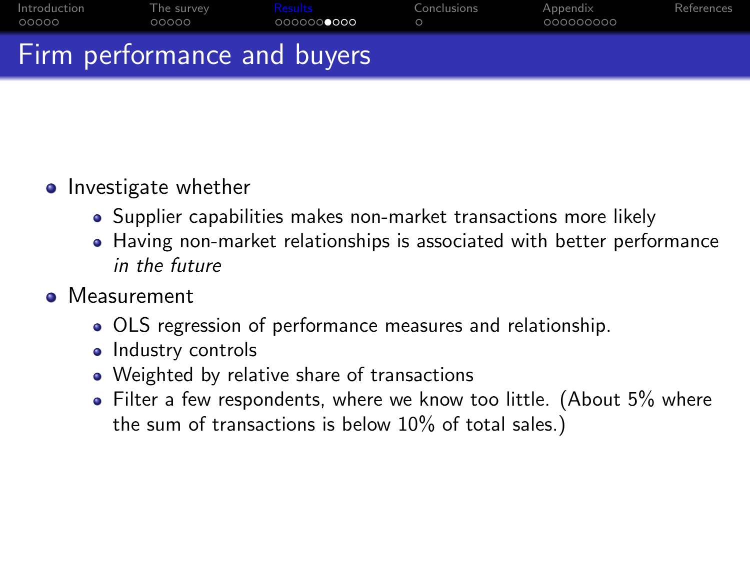# Firm performance and buyers

- Investigate whether
  - Supplier capabilities makes non-market transactions more likely
  - Having non-market relationships is associated with better performance *in the future*
- Measurement
  - OLS regression of performance measures and relationship.
  - Industry controls
  - Weighted by relative share of transactions
  - Filter a few respondents, where we know too little. (About 5% where the sum of transactions is below 10% of total sales.)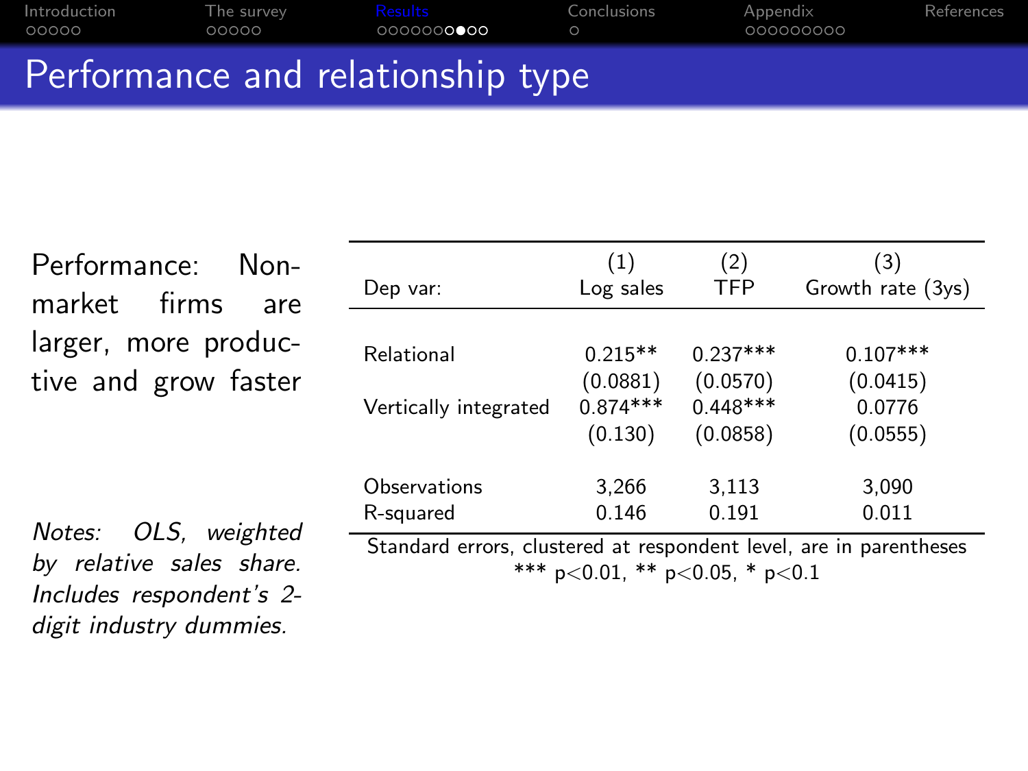# Performance and relationship type

Performance: Non-market firms are larger, more productive and grow faster

| Dep var: | (1) Log sales | (2) TFP | (3) Growth rate (3ys) |
|---|---|---|---|
| Relational | 0.215** | 0.237*** | 0.107*** |
| | (0.0881) | (0.0570) | (0.0415) |
| Vertically integrated | 0.874*** | 0.448*** | 0.0776 |
| | (0.130) | (0.0858) | (0.0555) |
| Observations | 3,266 | 3,113 | 3,090 |
| R-squared | 0.146 | 0.191 | 0.011 |

Standard errors, clustered at respondent level, are in parentheses
*** p<0.01, ** p<0.05, * p<0.1

*Notes: OLS, weighted by relative sales share. Includes respondent's 2-digit industry dummies.*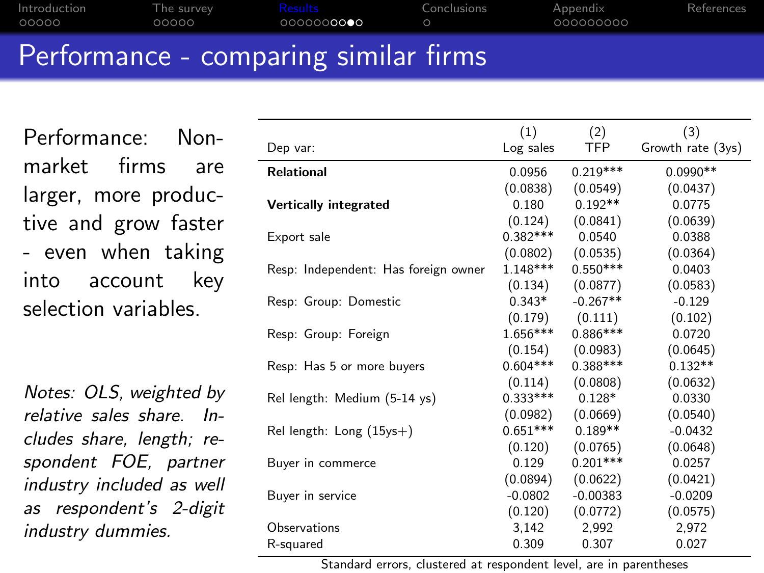# Performance - comparing similar firms

Performance: Non-market firms are larger, more productive and grow faster - even when taking into account key selection variables.

*Notes: OLS, weighted by relative sales share. Includes share, length; respondent FOE, partner industry included as well as respondent's 2-digit industry dummies.*

| Dep var: | (1) Log sales | (2) TFP | (3) Growth rate (3ys) |
|---|---|---|---|
| **Relational** | 0.0956 | 0.219*** | 0.0990** |
| | (0.0838) | (0.0549) | (0.0437) |
| **Vertically integrated** | 0.180 | 0.192** | 0.0775 |
| | (0.124) | (0.0841) | (0.0639) |
| Export sale | 0.382*** | 0.0540 | 0.0388 |
| | (0.0802) | (0.0535) | (0.0364) |
| Resp: Independent: Has foreign owner | 1.148*** | 0.550*** | 0.0403 |
| | (0.134) | (0.0877) | (0.0583) |
| Resp: Group: Domestic | 0.343* | -0.267** | -0.129 |
| | (0.179) | (0.111) | (0.102) |
| Resp: Group: Foreign | 1.656*** | 0.886*** | 0.0720 |
| | (0.154) | (0.0983) | (0.0645) |
| Resp: Has 5 or more buyers | 0.604*** | 0.388*** | 0.132** |
| | (0.114) | (0.0808) | (0.0632) |
| Rel length: Medium (5-14 ys) | 0.333*** | 0.128* | 0.0330 |
| | (0.0982) | (0.0669) | (0.0540) |
| Rel length: Long (15ys+) | 0.651*** | 0.189** | -0.0432 |
| | (0.120) | (0.0765) | (0.0648) |
| Buyer in commerce | 0.129 | 0.201*** | 0.0257 |
| | (0.0894) | (0.0622) | (0.0421) |
| Buyer in service | -0.0802 | -0.00383 | -0.0209 |
| | (0.120) | (0.0772) | (0.0575) |
| Observations | 3,142 | 2,992 | 2,972 |
| R-squared | 0.309 | 0.307 | 0.027 |

Standard errors, clustered at respondent level, are in parentheses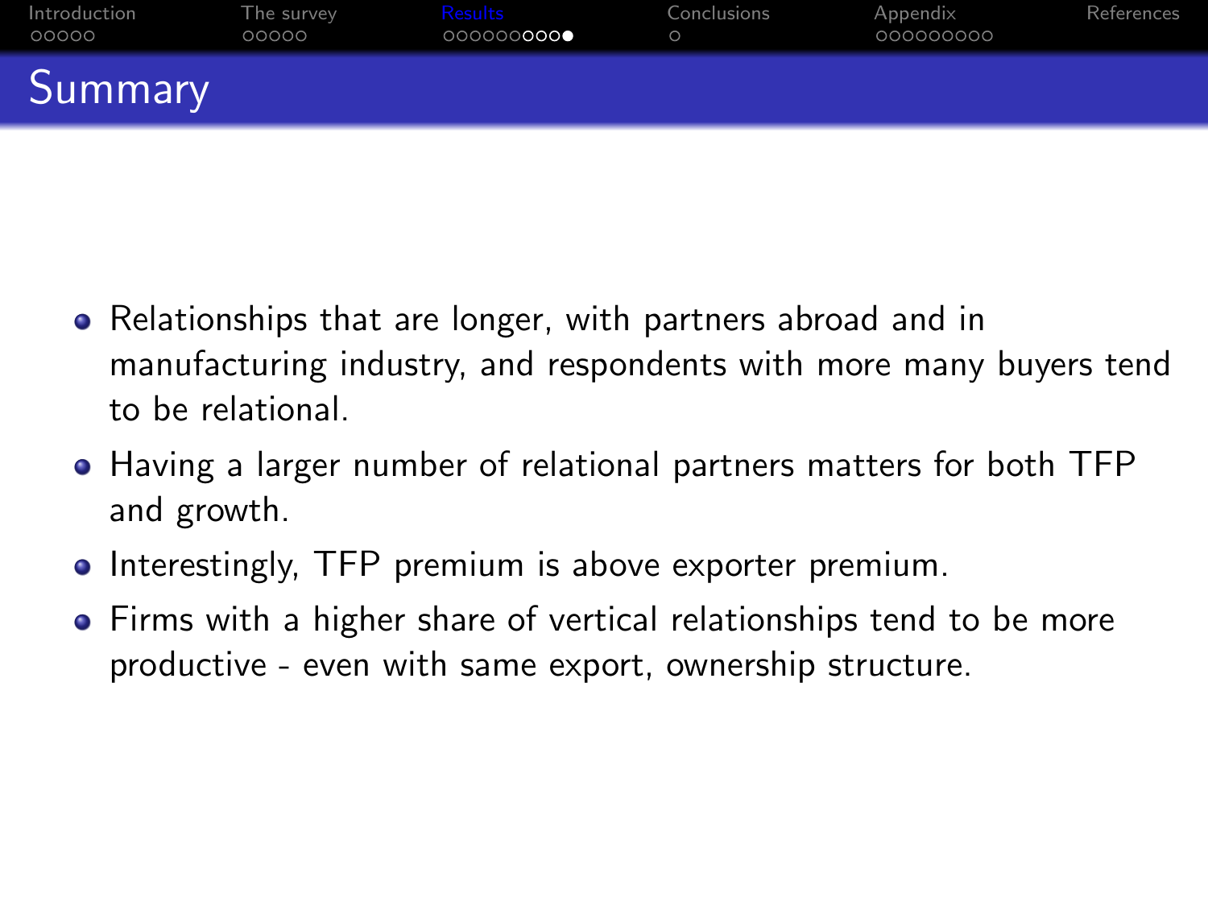# Summary

- Relationships that are longer, with partners abroad and in manufacturing industry, and respondents with more many buyers tend to be relational.
- Having a larger number of relational partners matters for both TFP and growth.
- Interestingly, TFP premium is above exporter premium.
- Firms with a higher share of vertical relationships tend to be more productive - even with same export, ownership structure.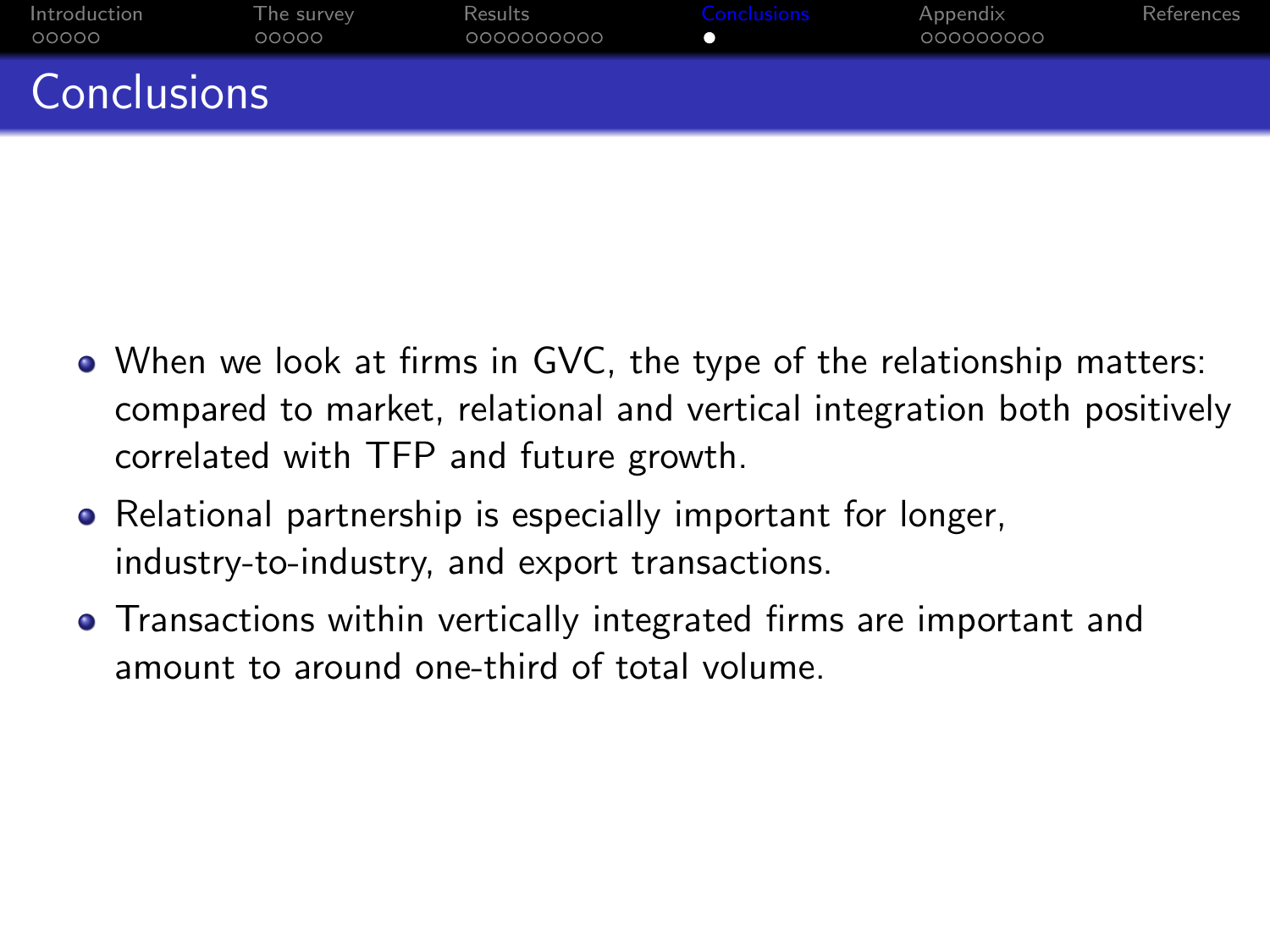# Conclusions

- When we look at firms in GVC, the type of the relationship matters: compared to market, relational and vertical integration both positively correlated with TFP and future growth.
- Relational partnership is especially important for longer, industry-to-industry, and export transactions.
- Transactions within vertically integrated firms are important and amount to around one-third of total volume.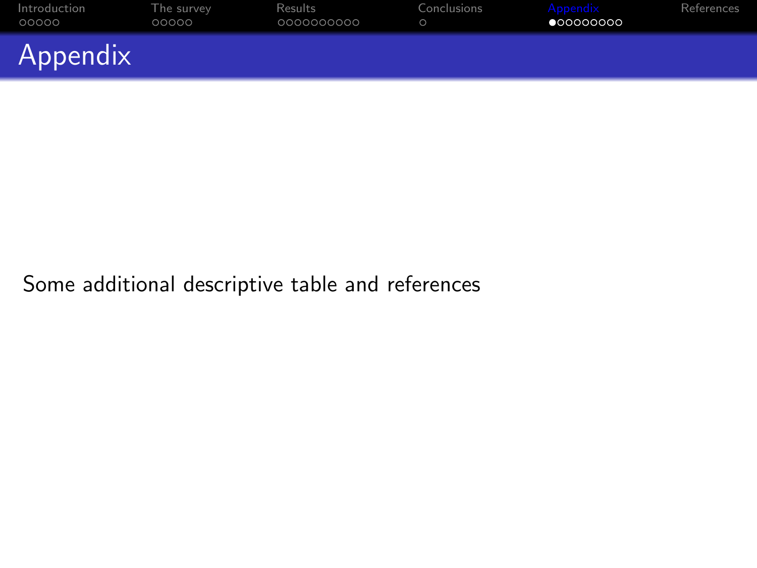# Appendix

Some additional descriptive table and references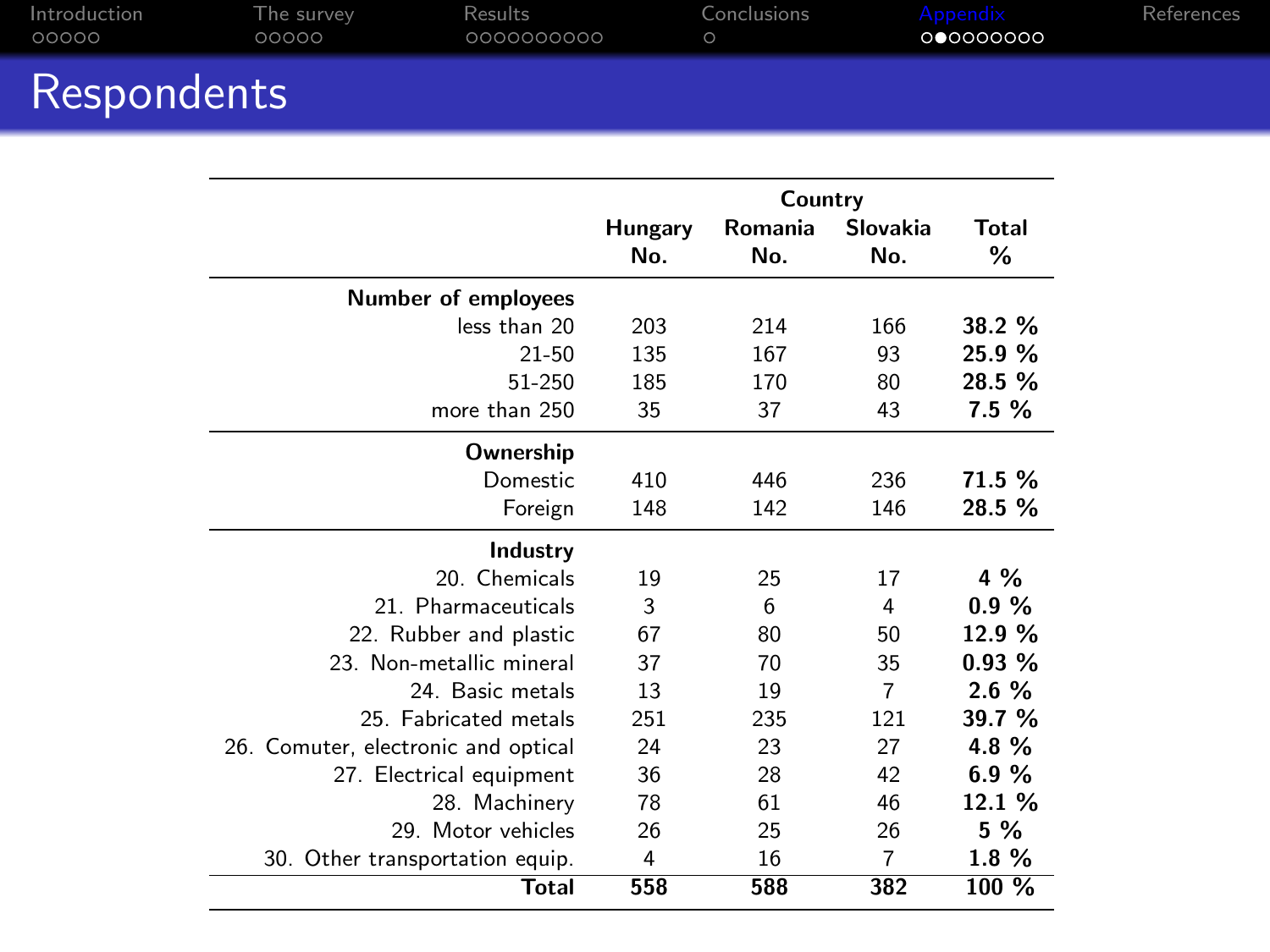# Respondents

| | Country | | | |
|---|---|---|---|---|
| | Hungary No. | Romania No. | Slovakia No. | Total % |
| **Number of employees** | | | | |
| less than 20 | 203 | 214 | 166 | **38.2 %** |
| 21-50 | 135 | 167 | 93 | **25.9 %** |
| 51-250 | 185 | 170 | 80 | **28.5 %** |
| more than 250 | 35 | 37 | 43 | **7.5 %** |
| **Ownership** | | | | |
| Domestic | 410 | 446 | 236 | **71.5 %** |
| Foreign | 148 | 142 | 146 | **28.5 %** |
| **Industry** | | | | |
| 20. Chemicals | 19 | 25 | 17 | **4 %** |
| 21. Pharmaceuticals | 3 | 6 | 4 | **0.9 %** |
| 22. Rubber and plastic | 67 | 80 | 50 | **12.9 %** |
| 23. Non-metallic mineral | 37 | 70 | 35 | **0.93 %** |
| 24. Basic metals | 13 | 19 | 7 | **2.6 %** |
| 25. Fabricated metals | 251 | 235 | 121 | **39.7 %** |
| 26. Comuter, electronic and optical | 24 | 23 | 27 | **4.8 %** |
| 27. Electrical equipment | 36 | 28 | 42 | **6.9 %** |
| 28. Machinery | 78 | 61 | 46 | **12.1 %** |
| 29. Motor vehicles | 26 | 25 | 26 | **5 %** |
| 30. Other transportation equip. | 4 | 16 | 7 | **1.8 %** |
| **Total** | **558** | **588** | **382** | **100 %** |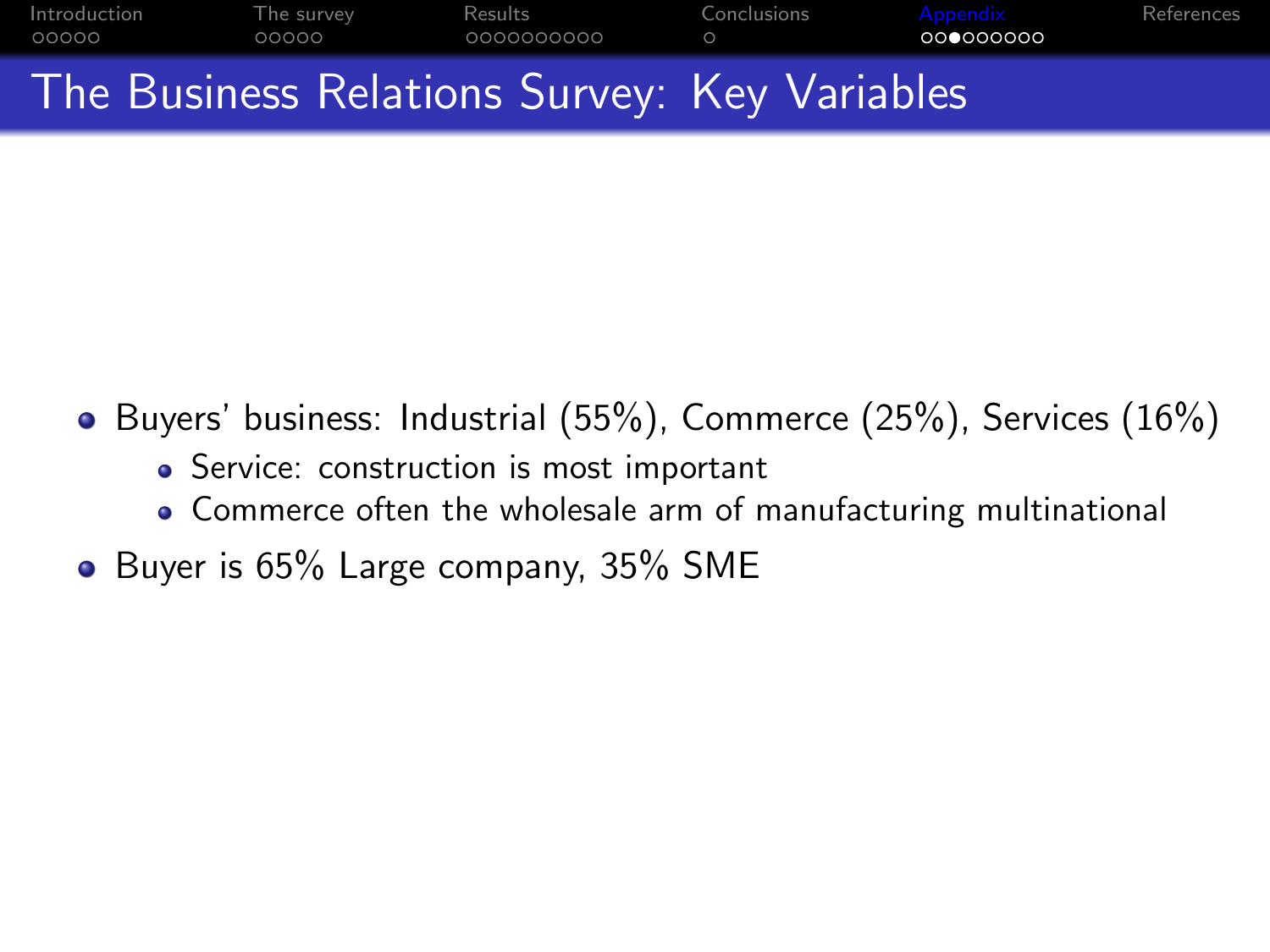# The Business Relations Survey: Key Variables

- Buyers' business: Industrial (55%), Commerce (25%), Services (16%)
  - Service: construction is most important
  - Commerce often the wholesale arm of manufacturing multinational
- Buyer is 65% Large company, 35% SME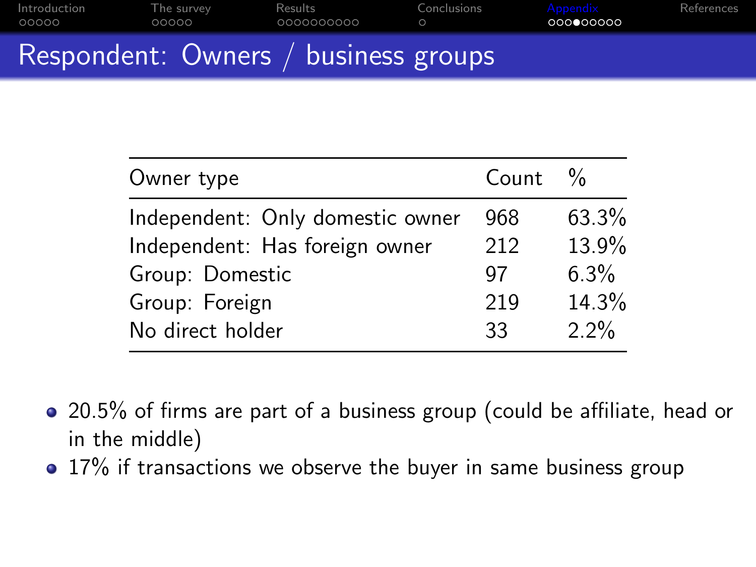# Respondent: Owners / business groups

| Owner type | Count | % |
|---|---|---|
| Independent: Only domestic owner | 968 | 63.3% |
| Independent: Has foreign owner | 212 | 13.9% |
| Group: Domestic | 97 | 6.3% |
| Group: Foreign | 219 | 14.3% |
| No direct holder | 33 | 2.2% |

- 20.5% of firms are part of a business group (could be affiliate, head or in the middle)
- 17% if transactions we observe the buyer in same business group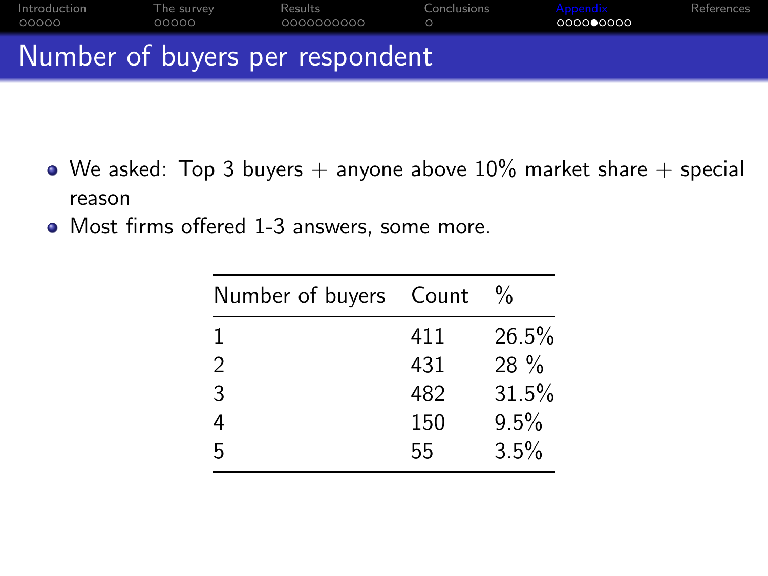# Number of buyers per respondent

- We asked: Top 3 buyers + anyone above 10% market share + special reason
- Most firms offered 1-3 answers, some more.

| Number of buyers | Count | % |
|---|---|---|
| 1 | 411 | 26.5% |
| 2 | 431 | 28 % |
| 3 | 482 | 31.5% |
| 4 | 150 | 9.5% |
| 5 | 55 | 3.5% |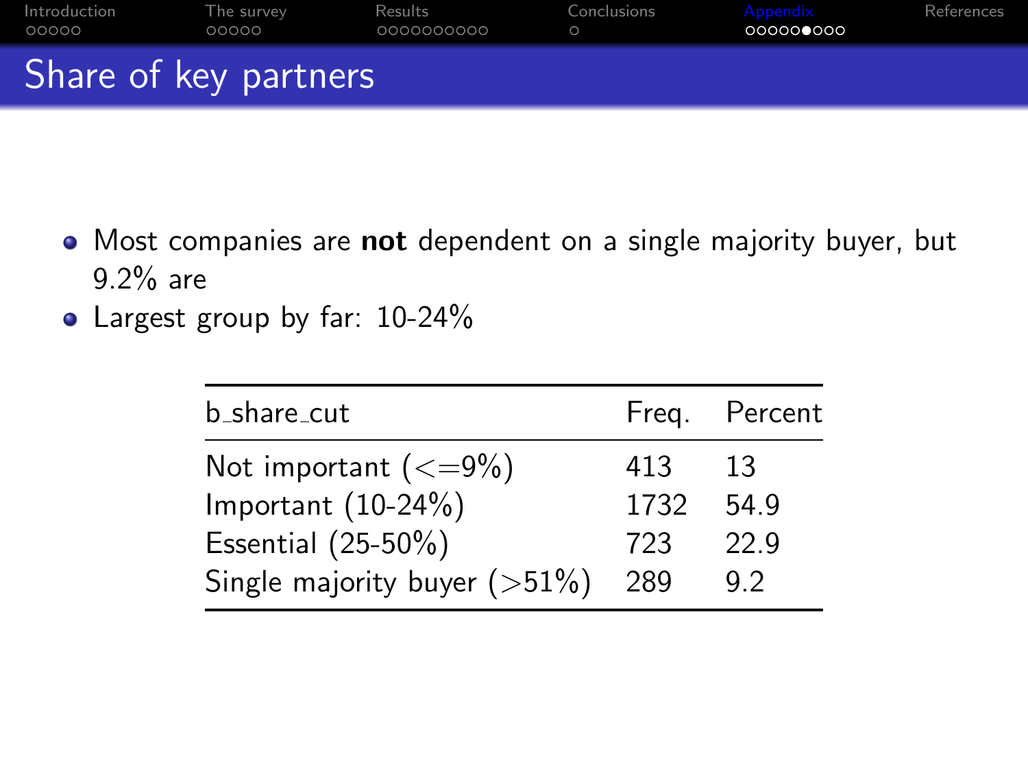# Share of key partners

- Most companies are **not** dependent on a single majority buyer, but 9.2% are
- Largest group by far: 10-24%

| b_share_cut | Freq. | Percent |
|---|---|---|
| Not important (<=9%) | 413 | 13 |
| Important (10-24%) | 1732 | 54.9 |
| Essential (25-50%) | 723 | 22.9 |
| Single majority buyer (>51%) | 289 | 9.2 |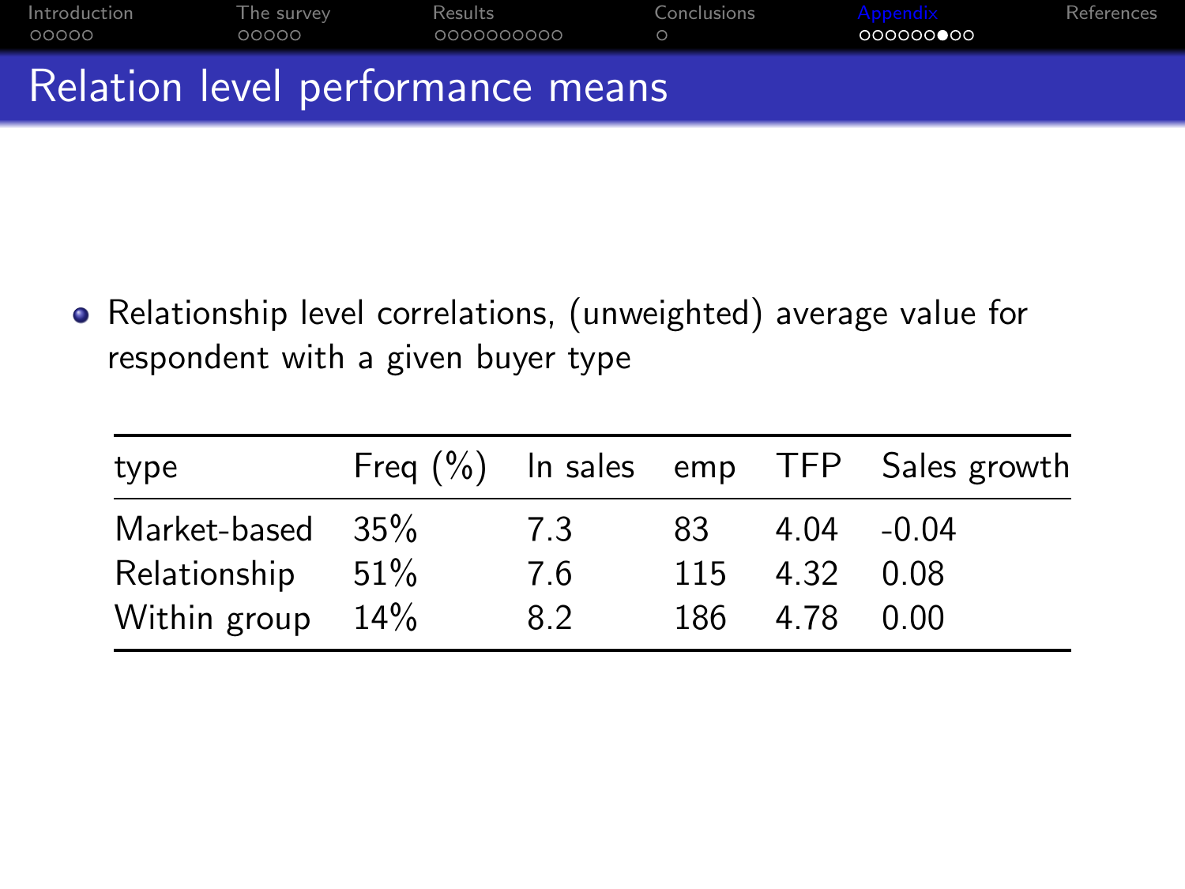# Relation level performance means

- Relationship level correlations, (unweighted) average value for respondent with a given buyer type

| type | Freq (%) | ln sales | emp | TFP | Sales growth |
|---|---|---|---|---|---|
| Market-based | 35% | 7.3 | 83 | 4.04 | -0.04 |
| Relationship | 51% | 7.6 | 115 | 4.32 | 0.08 |
| Within group | 14% | 8.2 | 186 | 4.78 | 0.00 |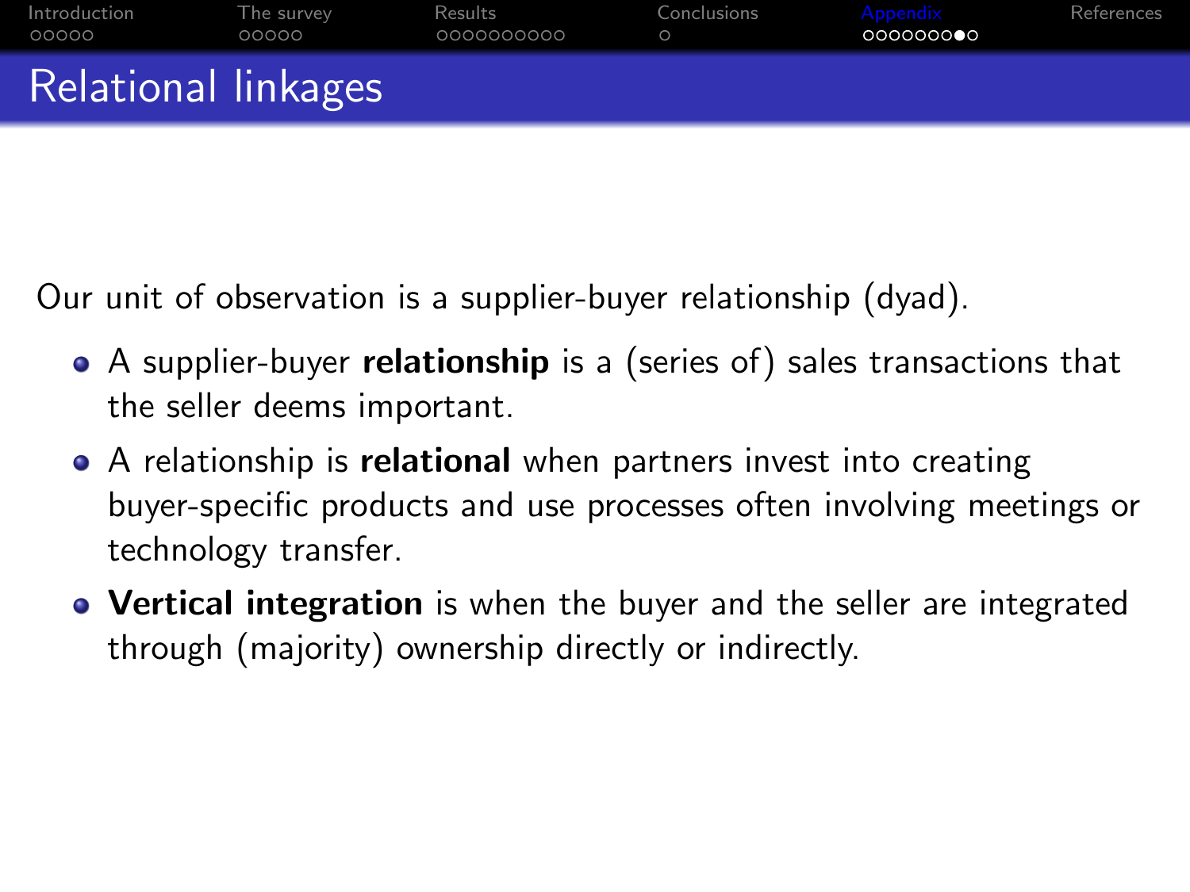# Relational linkages

Our unit of observation is a supplier-buyer relationship (dyad).

- A supplier-buyer **relationship** is a (series of) sales transactions that the seller deems important.
- A relationship is **relational** when partners invest into creating buyer-specific products and use processes often involving meetings or technology transfer.
- **Vertical integration** is when the buyer and the seller are integrated through (majority) ownership directly or indirectly.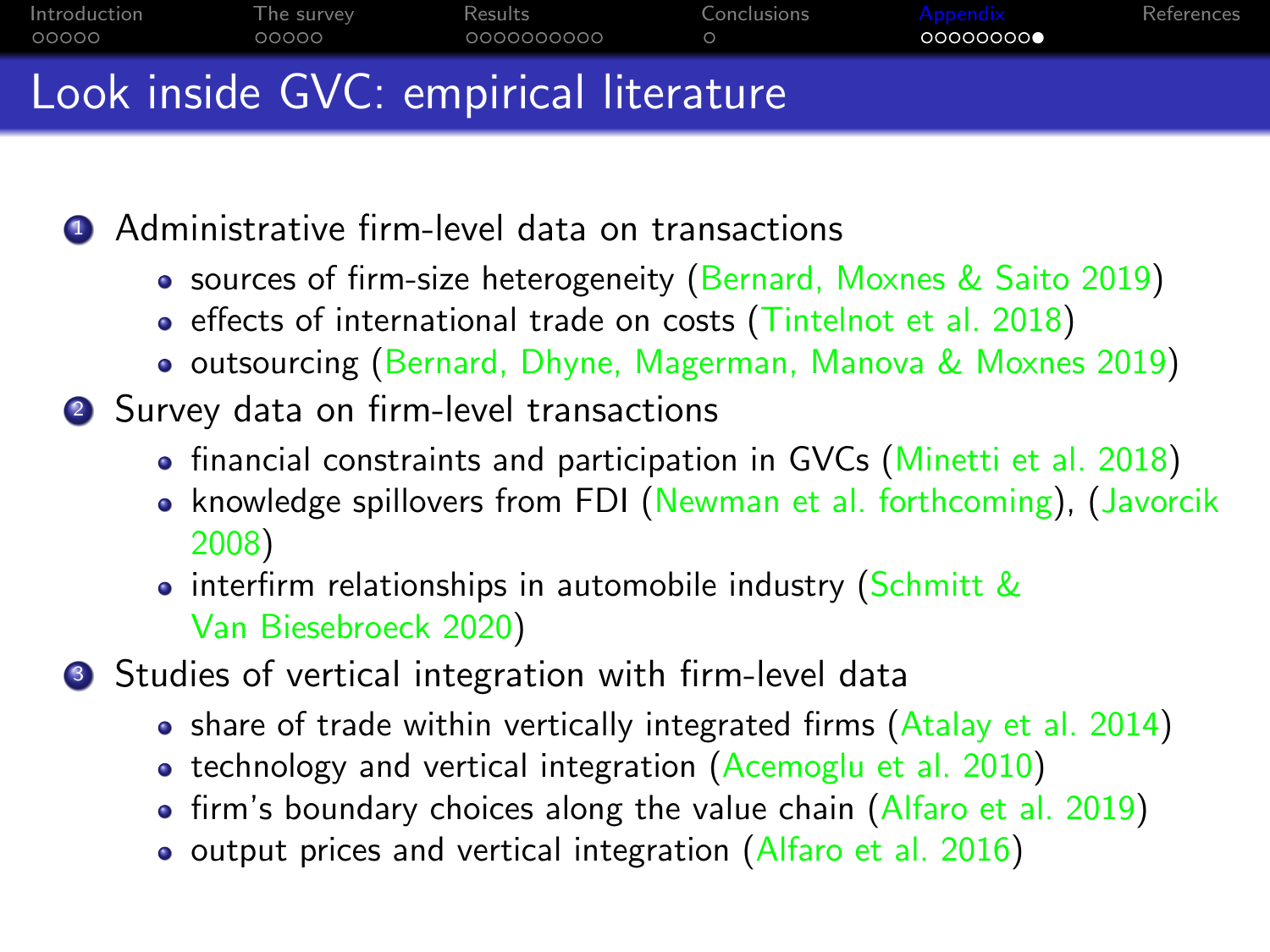# Look inside GVC: empirical literature

1. Administrative firm-level data on transactions
   - sources of firm-size heterogeneity (Bernard, Moxnes & Saito 2019)
   - effects of international trade on costs (Tintelnot et al. 2018)
   - outsourcing (Bernard, Dhyne, Magerman, Manova & Moxnes 2019)
2. Survey data on firm-level transactions
   - financial constraints and participation in GVCs (Minetti et al. 2018)
   - knowledge spillovers from FDI (Newman et al. forthcoming), (Javorcik 2008)
   - interfirm relationships in automobile industry (Schmitt & Van Biesebroeck 2020)
3. Studies of vertical integration with firm-level data
   - share of trade within vertically integrated firms (Atalay et al. 2014)
   - technology and vertical integration (Acemoglu et al. 2010)
   - firm's boundary choices along the value chain (Alfaro et al. 2019)
   - output prices and vertical integration (Alfaro et al. 2016)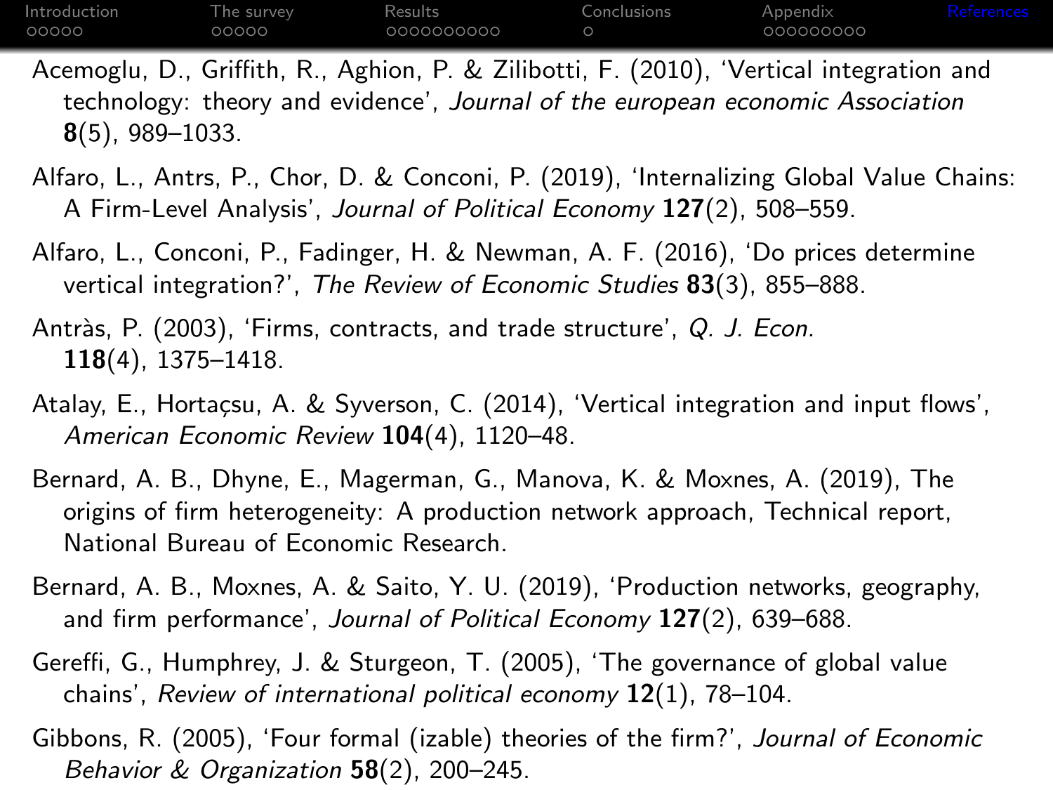Acemoglu, D., Griffith, R., Aghion, P. & Zilibotti, F. (2010), 'Vertical integration and technology: theory and evidence', *Journal of the european economic Association* **8**(5), 989–1033.

Alfaro, L., Antrs, P., Chor, D. & Conconi, P. (2019), 'Internalizing Global Value Chains: A Firm-Level Analysis', *Journal of Political Economy* **127**(2), 508–559.

Alfaro, L., Conconi, P., Fadinger, H. & Newman, A. F. (2016), 'Do prices determine vertical integration?', *The Review of Economic Studies* **83**(3), 855–888.

Antràs, P. (2003), 'Firms, contracts, and trade structure', *Q. J. Econ.* **118**(4), 1375–1418.

Atalay, E., Hortaçsu, A. & Syverson, C. (2014), 'Vertical integration and input flows', *American Economic Review* **104**(4), 1120–48.

Bernard, A. B., Dhyne, E., Magerman, G., Manova, K. & Moxnes, A. (2019), The origins of firm heterogeneity: A production network approach, Technical report, National Bureau of Economic Research.

Bernard, A. B., Moxnes, A. & Saito, Y. U. (2019), 'Production networks, geography, and firm performance', *Journal of Political Economy* **127**(2), 639–688.

Gereffi, G., Humphrey, J. & Sturgeon, T. (2005), 'The governance of global value chains', *Review of international political economy* **12**(1), 78–104.

Gibbons, R. (2005), 'Four formal (izable) theories of the firm?', *Journal of Economic Behavior & Organization* **58**(2), 200–245.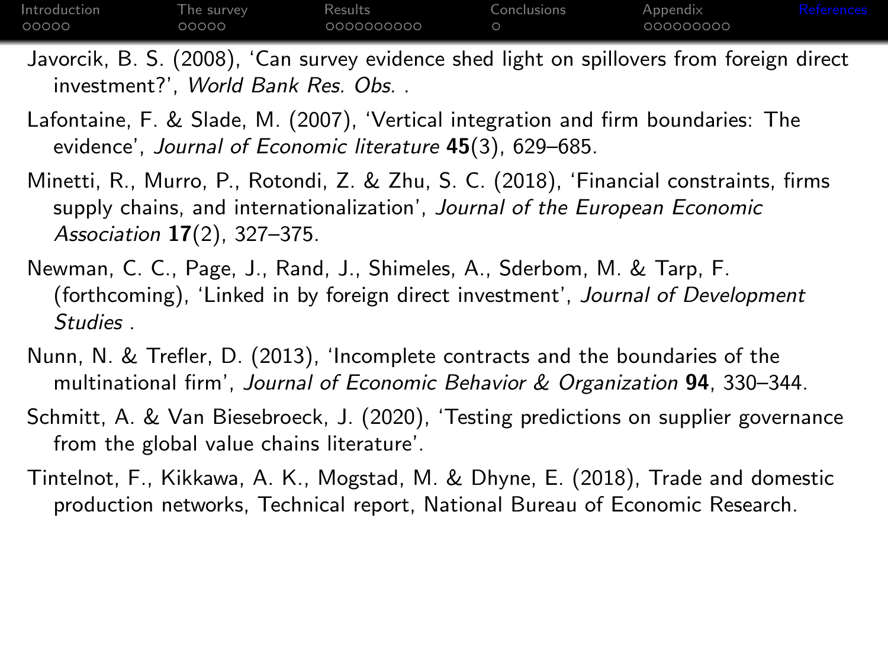Javorcik, B. S. (2008), 'Can survey evidence shed light on spillovers from foreign direct investment?', *World Bank Res. Obs.* .

Lafontaine, F. & Slade, M. (2007), 'Vertical integration and firm boundaries: The evidence', *Journal of Economic literature* **45**(3), 629–685.

Minetti, R., Murro, P., Rotondi, Z. & Zhu, S. C. (2018), 'Financial constraints, firms supply chains, and internationalization', *Journal of the European Economic Association* **17**(2), 327–375.

Newman, C. C., Page, J., Rand, J., Shimeles, A., Sderbom, M. & Tarp, F. (forthcoming), 'Linked in by foreign direct investment', *Journal of Development Studies* .

Nunn, N. & Trefler, D. (2013), 'Incomplete contracts and the boundaries of the multinational firm', *Journal of Economic Behavior & Organization* **94**, 330–344.

Schmitt, A. & Van Biesebroeck, J. (2020), 'Testing predictions on supplier governance from the global value chains literature'.

Tintelnot, F., Kikkawa, A. K., Mogstad, M. & Dhyne, E. (2018), Trade and domestic production networks, Technical report, National Bureau of Economic Research.